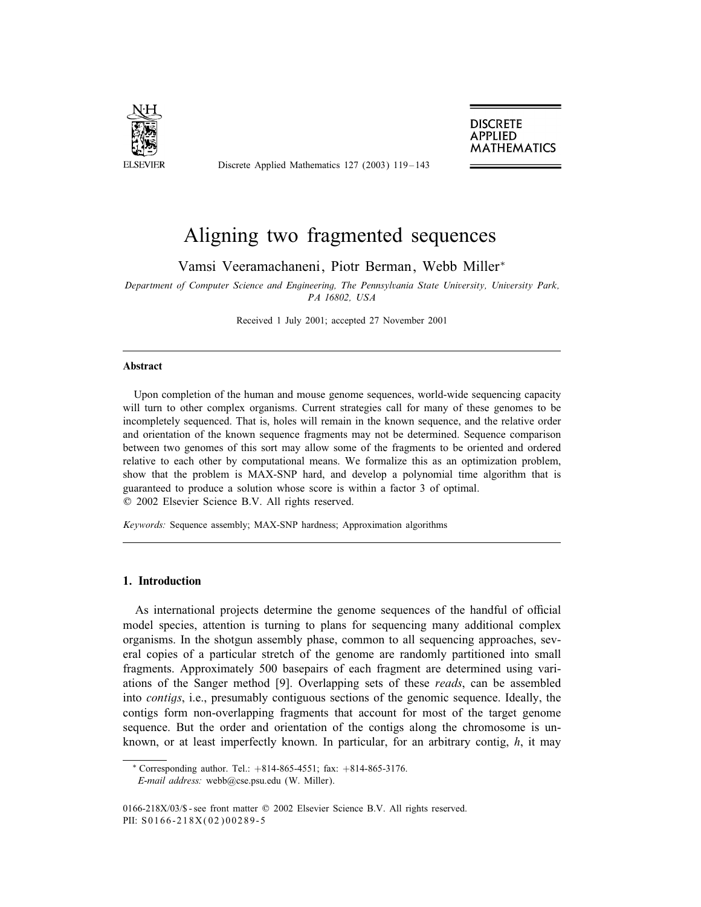# Aligning two fragmented sequences

Vamsi Veeramachaneni, Piotr Berman, Webb Miller*

*Department of Computer Science and Engineering, The Pennsylvania State University, University Park, PA 16802, USA*

Received 1 July 2001; accepted 27 November 2001

## Abstract

Upon completion of the human and mouse genome sequences, world-wide sequencing capacity will turn to other complex organisms. Current strategies call for many of these genomes to be incompletely sequenced. That is, holes will remain in the known sequence, and the relative order and orientation of the known sequence fragments may not be determined. Sequence comparison between two genomes of this sort may allow some of the fragments to be oriented and ordered relative to each other by computational means. We formalize this as an optimization problem, show that the problem is MAX-SNP hard, and develop a polynomial time algorithm that is guaranteed to produce a solution whose score is within a factor 3 of optimal.
© 2002 Elsevier Science B.V. All rights reserved.

*Keywords:* Sequence assembly; MAX-SNP hardness; Approximation algorithms

## 1. Introduction

As international projects determine the genome sequences of the handful of official model species, attention is turning to plans for sequencing many additional complex organisms. In the shotgun assembly phase, common to all sequencing approaches, several copies of a particular stretch of the genome are randomly partitioned into small fragments. Approximately 500 basepairs of each fragment are determined using variations of the Sanger method [9]. Overlapping sets of these *reads*, can be assembled into *contigs*, i.e., presumably contiguous sections of the genomic sequence. Ideally, the contigs form non-overlapping fragments that account for most of the target genome sequence. But the order and orientation of the contigs along the chromosome is unknown, or at least imperfectly known. In particular, for an arbitrary contig, $h$, it may

---

* Corresponding author. Tel.: +814-865-4551; fax: +814-865-3176.
*E-mail address:* webb@cse.psu.edu (W. Miller).

0166-218X/03/$ - see front matter © 2002 Elsevier Science B.V. All rights reserved.
PII: S0166-218X(02)00289-5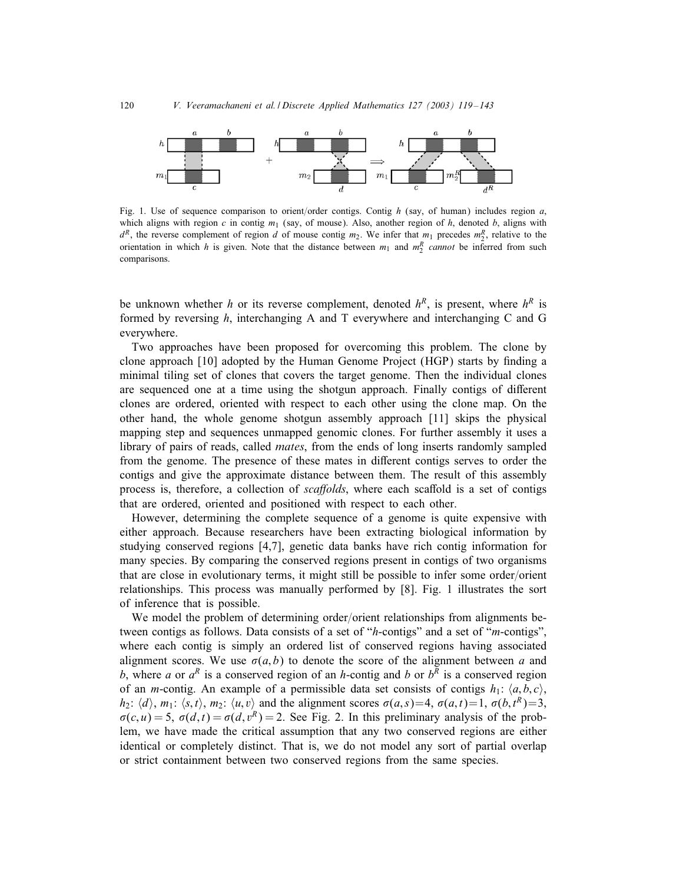Fig. 1. Use of sequence comparison to orient/order contigs. Contig $h$ (say, of human) includes region $a$, which aligns with region $c$ in contig $m_1$ (say, of mouse). Also, another region of $h$, denoted $b$, aligns with $d^R$, the reverse complement of region $d$ of mouse contig $m_2$. We infer that $m_1$ precedes $m_2^R$, relative to the orientation in which $h$ is given. Note that the distance between $m_1$ and $m_2^R$ *cannot* be inferred from such comparisons.

be unknown whether $h$ or its reverse complement, denoted $h^R$, is present, where $h^R$ is formed by reversing $h$, interchanging A and T everywhere and interchanging C and G everywhere.

Two approaches have been proposed for overcoming this problem. The clone by clone approach [10] adopted by the Human Genome Project (HGP) starts by finding a minimal tiling set of clones that covers the target genome. Then the individual clones are sequenced one at a time using the shotgun approach. Finally contigs of different clones are ordered, oriented with respect to each other using the clone map. On the other hand, the whole genome shotgun assembly approach [11] skips the physical mapping step and sequences unmapped genomic clones. For further assembly it uses a library of pairs of reads, called *mates*, from the ends of long inserts randomly sampled from the genome. The presence of these mates in different contigs serves to order the contigs and give the approximate distance between them. The result of this assembly process is, therefore, a collection of *scaffolds*, where each scaffold is a set of contigs that are ordered, oriented and positioned with respect to each other.

However, determining the complete sequence of a genome is quite expensive with either approach. Because researchers have been extracting biological information by studying conserved regions [4,7], genetic data banks have rich contig information for many species. By comparing the conserved regions present in contigs of two organisms that are close in evolutionary terms, it might still be possible to infer some order/orient relationships. This process was manually performed by [8]. Fig. 1 illustrates the sort of inference that is possible.

We model the problem of determining order/orient relationships from alignments between contigs as follows. Data consists of a set of "$h$-contigs" and a set of "$m$-contigs", where each contig is simply an ordered list of conserved regions having associated alignment scores. We use $\sigma(a,b)$ to denote the score of the alignment between $a$ and $b$, where $a$ or $a^R$ is a conserved region of an $h$-contig and $b$ or $b^R$ is a conserved region of an $m$-contig. An example of a permissible data set consists of contigs $h_1$: $\langle a,b,c\rangle$, $h_2$: $\langle d\rangle$, $m_1$: $\langle s,t\rangle$, $m_2$: $\langle u,v\rangle$ and the alignment scores $\sigma(a,s)=4$, $\sigma(a,t)=1$, $\sigma(b,t^R)=3$, $\sigma(c,u)=5$, $\sigma(d,t)=\sigma(d,v^R)=2$. See Fig. 2. In this preliminary analysis of the problem, we have made the critical assumption that any two conserved regions are either identical or completely distinct. That is, we do not model any sort of partial overlap or strict containment between two conserved regions from the same species.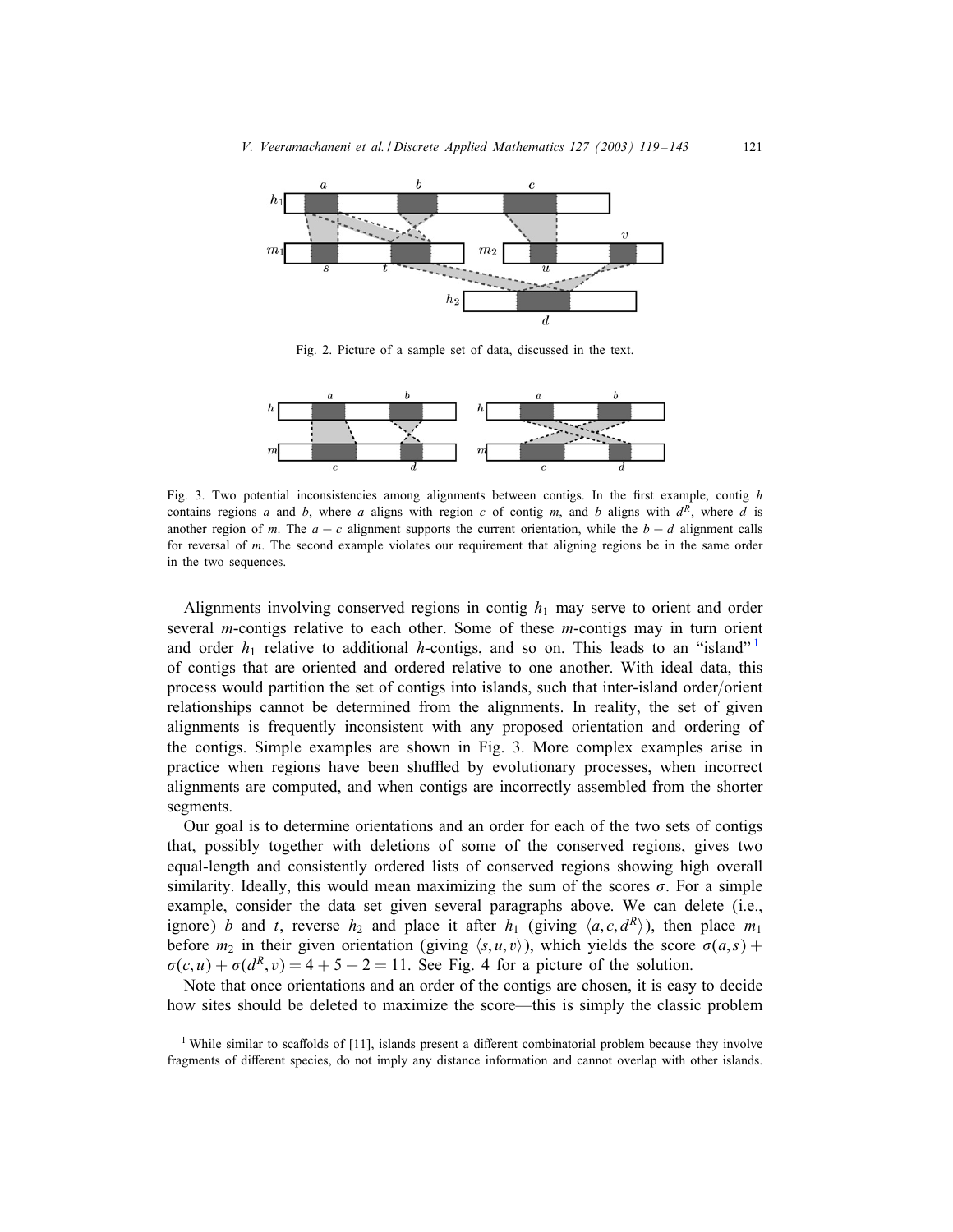Fig. 2. Picture of a sample set of data, discussed in the text.

Fig. 3. Two potential inconsistencies among alignments between contigs. In the first example, contig $h$ contains regions $a$ and $b$, where $a$ aligns with region $c$ of contig $m$, and $b$ aligns with $d^R$, where $d$ is another region of $m$. The $a-c$ alignment supports the current orientation, while the $b-d$ alignment calls for reversal of $m$. The second example violates our requirement that aligning regions be in the same order in the two sequences.

Alignments involving conserved regions in contig $h_1$ may serve to orient and order several $m$-contigs relative to each other. Some of these $m$-contigs may in turn orient and order $h_1$ relative to additional $h$-contigs, and so on. This leads to an "island" [1] of contigs that are oriented and ordered relative to one another. With ideal data, this process would partition the set of contigs into islands, such that inter-island order/orient relationships cannot be determined from the alignments. In reality, the set of given alignments is frequently inconsistent with any proposed orientation and ordering of the contigs. Simple examples are shown in Fig. 3. More complex examples arise in practice when regions have been shuffled by evolutionary processes, when incorrect alignments are computed, and when contigs are incorrectly assembled from the shorter segments.

Our goal is to determine orientations and an order for each of the two sets of contigs that, possibly together with deletions of some of the conserved regions, gives two equal-length and consistently ordered lists of conserved regions showing high overall similarity. Ideally, this would mean maximizing the sum of the scores $\sigma$. For a simple example, consider the data set given several paragraphs above. We can delete (i.e., ignore) $b$ and $t$, reverse $h_2$ and place it after $h_1$ (giving $\langle a, c, d^R \rangle$), then place $m_1$ before $m_2$ in their given orientation (giving $\langle s, u, v \rangle$), which yields the score $\sigma(a,s) + \sigma(c,u) + \sigma(d^R, v) = 4 + 5 + 2 = 11$. See Fig. 4 for a picture of the solution.

Note that once orientations and an order of the contigs are chosen, it is easy to decide how sites should be deleted to maximize the score—this is simply the classic problem

[1] While similar to scaffolds of [11], islands present a different combinatorial problem because they involve fragments of different species, do not imply any distance information and cannot overlap with other islands.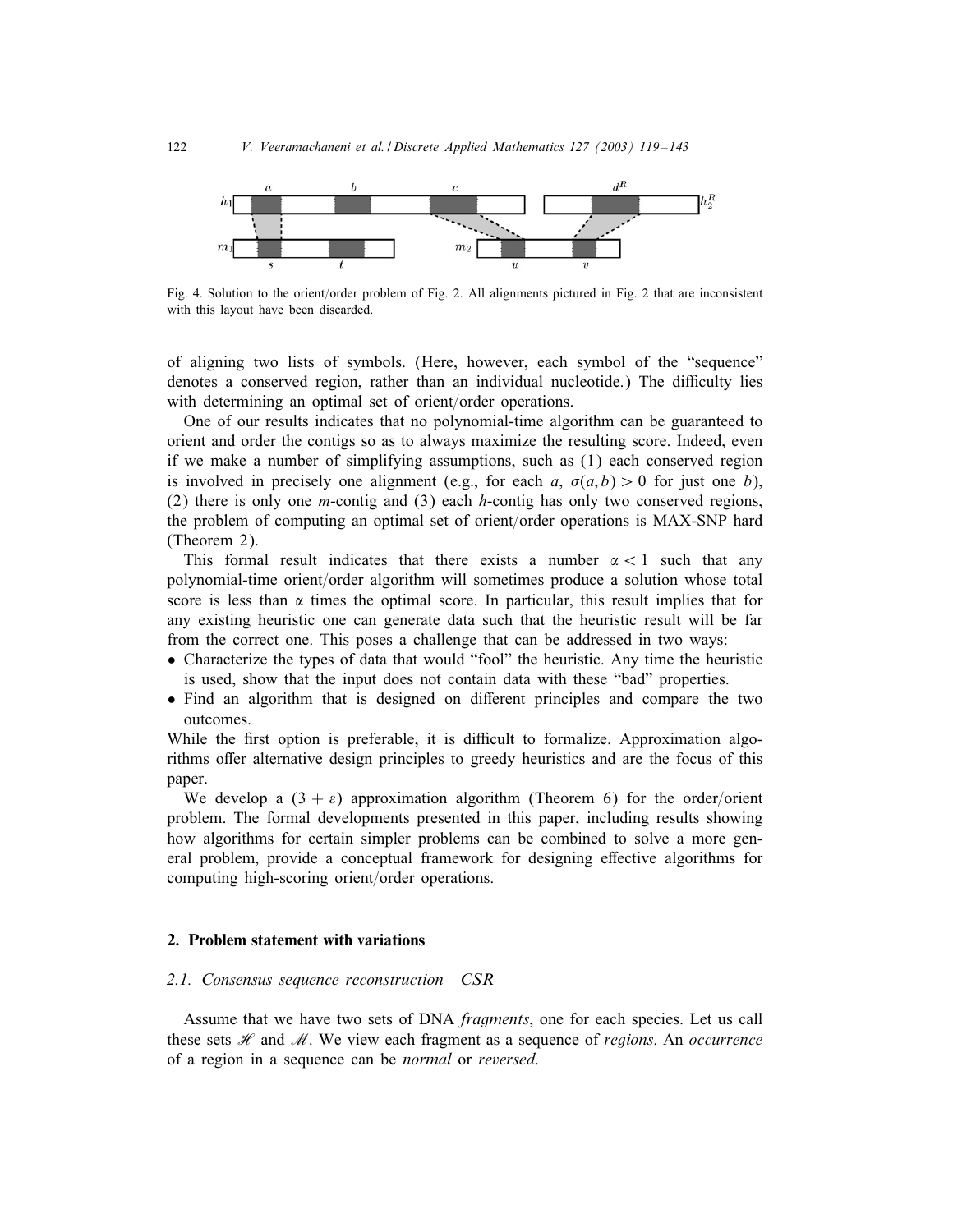Fig. 4. Solution to the orient/order problem of Fig. 2. All alignments pictured in Fig. 2 that are inconsistent with this layout have been discarded.

of aligning two lists of symbols. (Here, however, each symbol of the "sequence" denotes a conserved region, rather than an individual nucleotide.) The difficulty lies with determining an optimal set of orient/order operations.

One of our results indicates that no polynomial-time algorithm can be guaranteed to orient and order the contigs so as to always maximize the resulting score. Indeed, even if we make a number of simplifying assumptions, such as (1) each conserved region is involved in precisely one alignment (e.g., for each $a$, $\sigma(a,b) > 0$ for just one $b$), (2) there is only one $m$-contig and (3) each $h$-contig has only two conserved regions, the problem of computing an optimal set of orient/order operations is MAX-SNP hard (Theorem 2).

This formal result indicates that there exists a number $\alpha < 1$ such that any polynomial-time orient/order algorithm will sometimes produce a solution whose total score is less than $\alpha$ times the optimal score. In particular, this result implies that for any existing heuristic one can generate data such that the heuristic result will be far from the correct one. This poses a challenge that can be addressed in two ways:

- Characterize the types of data that would "fool" the heuristic. Any time the heuristic is used, show that the input does not contain data with these "bad" properties.
- Find an algorithm that is designed on different principles and compare the two outcomes.

While the first option is preferable, it is difficult to formalize. Approximation algorithms offer alternative design principles to greedy heuristics and are the focus of this paper.

We develop a $(3 + \varepsilon)$ approximation algorithm (Theorem 6) for the order/orient problem. The formal developments presented in this paper, including results showing how algorithms for certain simpler problems can be combined to solve a more general problem, provide a conceptual framework for designing effective algorithms for computing high-scoring orient/order operations.

## 2. Problem statement with variations

### 2.1. Consensus sequence reconstruction—CSR

Assume that we have two sets of DNA *fragments*, one for each species. Let us call these sets $\mathscr{H}$ and $\mathscr{M}$. We view each fragment as a sequence of *regions*. An *occurrence* of a region in a sequence can be *normal* or *reversed*.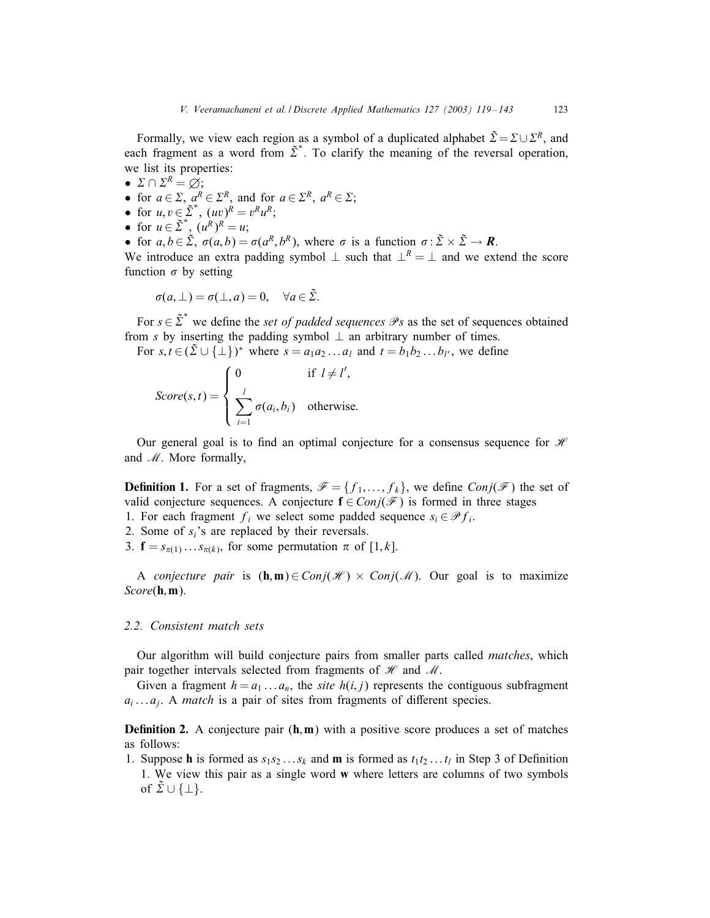Formally, we view each region as a symbol of a duplicated alphabet $\tilde{\Sigma} = \Sigma \cup \Sigma^R$, and each fragment as a word from $\tilde{\Sigma}^*$. To clarify the meaning of the reversal operation, we list its properties:

- $\Sigma \cap \Sigma^R = \emptyset$;
- for $a \in \Sigma$, $a^R \in \Sigma^R$, and for $a \in \Sigma^R$, $a^R \in \Sigma$;
- for $u, v \in \tilde{\Sigma}^*$, $(uv)^R = v^R u^R$;
- for $u \in \tilde{\Sigma}^*$, $(u^R)^R = u$;
- for $a, b \in \tilde{\Sigma}$, $\sigma(a, b) = \sigma(a^R, b^R)$, where $\sigma$ is a function $\sigma : \tilde{\Sigma} \times \tilde{\Sigma} \to \boldsymbol{R}$.

We introduce an extra padding symbol $\perp$ such that $\perp^R = \perp$ and we extend the score function $\sigma$ by setting

$$\sigma(a, \perp) = \sigma(\perp, a) = 0, \quad \forall a \in \tilde{\Sigma}.$$

For $s \in \tilde{\Sigma}^*$ we define the *set of padded sequences* $\mathscr{P}s$ as the set of sequences obtained from $s$ by inserting the padding symbol $\perp$ an arbitrary number of times.

For $s, t \in (\tilde{\Sigma} \cup \{\perp\})^*$ where $s = a_1 a_2 \dots a_l$ and $t = b_1 b_2 \dots b_{l'}$, we define

$$Score(s,t) = \begin{cases} 0 & \text{if } l \neq l', \\ \displaystyle\sum_{i=1}^{l} \sigma(a_i, b_i) & \text{otherwise.} \end{cases}$$

Our general goal is to find an optimal conjecture for a consensus sequence for $\mathscr{H}$ and $\mathscr{M}$. More formally,

**Definition 1.** For a set of fragments, $\mathscr{F} = \{f_1, \dots, f_k\}$, we define $Conj(\mathscr{F})$ the set of valid conjecture sequences. A conjecture $\mathbf{f} \in Conj(\mathscr{F})$ is formed in three stages

1. For each fragment $f_i$ we select some padded sequence $s_i \in \mathscr{P} f_i$.
2. Some of $s_i$'s are replaced by their reversals.
3. $\mathbf{f} = s_{\pi(1)} \dots s_{\pi(k)}$, for some permutation $\pi$ of $[1, k]$.

A *conjecture pair* is $(\mathbf{h}, \mathbf{m}) \in Conj(\mathscr{H}) \times Conj(\mathscr{M})$. Our goal is to maximize $Score(\mathbf{h}, \mathbf{m})$.

### 2.2. Consistent match sets

Our algorithm will build conjecture pairs from smaller parts called *matches*, which pair together intervals selected from fragments of $\mathscr{H}$ and $\mathscr{M}$.

Given a fragment $h = a_1 \dots a_n$, the *site* $h(i, j)$ represents the contiguous subfragment $a_i \dots a_j$. A *match* is a pair of sites from fragments of different species.

**Definition 2.** A conjecture pair $(\mathbf{h}, \mathbf{m})$ with a positive score produces a set of matches as follows:

1. Suppose $\mathbf{h}$ is formed as $s_1 s_2 \dots s_k$ and $\mathbf{m}$ is formed as $t_1 t_2 \dots t_l$ in Step 3 of Definition 1. We view this pair as a single word $\mathbf{w}$ where letters are columns of two symbols of $\tilde{\Sigma} \cup \{\perp\}$.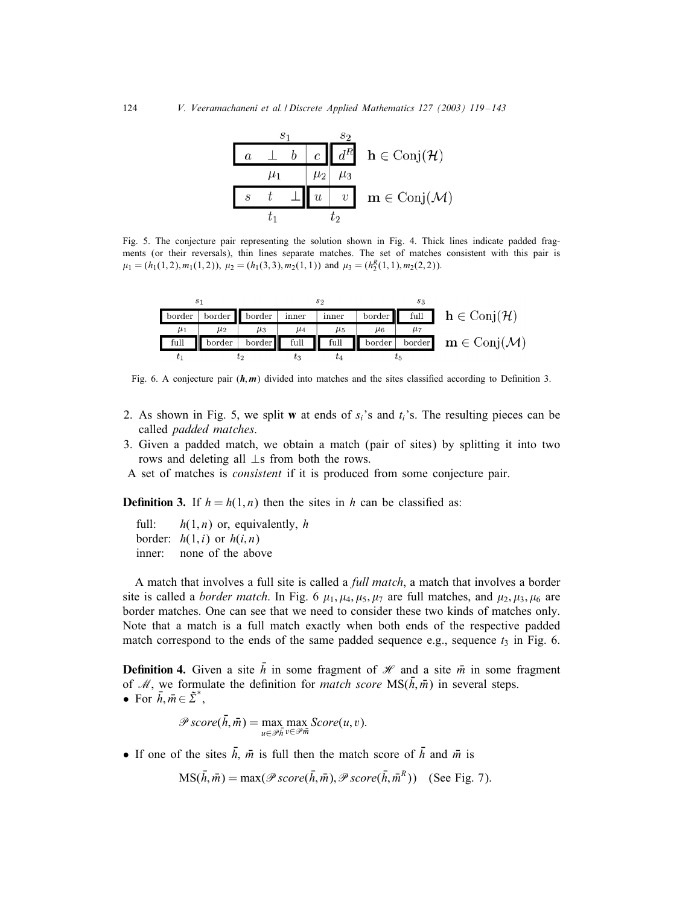| $s_1$ | | | | $s_2$ | |
|---|---|---|---|---|---|
| $a$ | $\perp$ | $b$ | $c$ | $d^R$ | $\mathbf{h} \in \mathrm{Conj}(\mathcal{H})$ |
| $\mu_1$ | | | $\mu_2$ | $\mu_3$ | |
| $s$ | $t$ | $\perp$ | $u$ | $v$ | $\mathbf{m} \in \mathrm{Conj}(\mathcal{M})$ |
| $t_1$ | | | $t_2$ | | |

Fig. 5. The conjecture pair representing the solution shown in Fig. 4. Thick lines indicate padded fragments (or their reversals), thin lines separate matches. The set of matches consistent with this pair is $\mu_1 = (h_1(1,2), m_1(1,2))$, $\mu_2 = (h_1(3,3), m_2(1,1))$ and $\mu_3 = (h_2^R(1,1), m_2(2,2))$.

| $s_1$ | | $s_2$ | | | | $s_3$ | |
|---|---|---|---|---|---|---|---|
| border | border | border | inner | inner | border | full | $\mathbf{h} \in \mathrm{Conj}(\mathcal{H})$ |
| $\mu_1$ | $\mu_2$ | $\mu_3$ | $\mu_4$ | $\mu_5$ | $\mu_6$ | $\mu_7$ | |
| full | border | border | full | full | border | border | $\mathbf{m} \in \mathrm{Conj}(\mathcal{M})$ |
| $t_1$ | $t_2$ | | $t_3$ | $t_4$ | $t_5$ | | |

Fig. 6. A conjecture pair $(\boldsymbol{h}, \boldsymbol{m})$ divided into matches and the sites classified according to Definition 3.

2. As shown in Fig. 5, we split $\mathbf{w}$ at ends of $s_i$'s and $t_i$'s. The resulting pieces can be called *padded matches*.
3. Given a padded match, we obtain a match (pair of sites) by splitting it into two rows and deleting all $\perp$s from both the rows.

A set of matches is *consistent* if it is produced from some conjecture pair.

**Definition 3.** If $h = h(1,n)$ then the sites in $h$ can be classified as:

full: $h(1,n)$ or, equivalently, $h$
border: $h(1,i)$ or $h(i,n)$
inner: none of the above

A match that involves a full site is called a *full match*, a match that involves a border site is called a *border match*. In Fig. 6 $\mu_1, \mu_4, \mu_5, \mu_7$ are full matches, and $\mu_2, \mu_3, \mu_6$ are border matches. One can see that we need to consider these two kinds of matches only. Note that a match is a full match exactly when both ends of the respective padded match correspond to the ends of the same padded sequence e.g., sequence $t_3$ in Fig. 6.

**Definition 4.** Given a site $\bar{h}$ in some fragment of $\mathscr{H}$ and a site $\bar{m}$ in some fragment of $\mathscr{M}$, we formulate the definition for *match score* $\mathrm{MS}(\bar{h}, \bar{m})$ in several steps.

- For $\bar{h}, \bar{m} \in \tilde{\Sigma}^*$,

$$\mathscr{P}score(\bar{h}, \bar{m}) = \max_{u \in \mathscr{P}\bar{h}} \max_{v \in \mathscr{P}\bar{m}} Score(u, v).$$

- If one of the sites $\bar{h}$, $\bar{m}$ is full then the match score of $\bar{h}$ and $\bar{m}$ is

$$\mathrm{MS}(\bar{h}, \bar{m}) = \max(\mathscr{P}score(\bar{h}, \bar{m}), \mathscr{P}score(\bar{h}, \bar{m}^R)) \quad \text{(See Fig. 7).}$$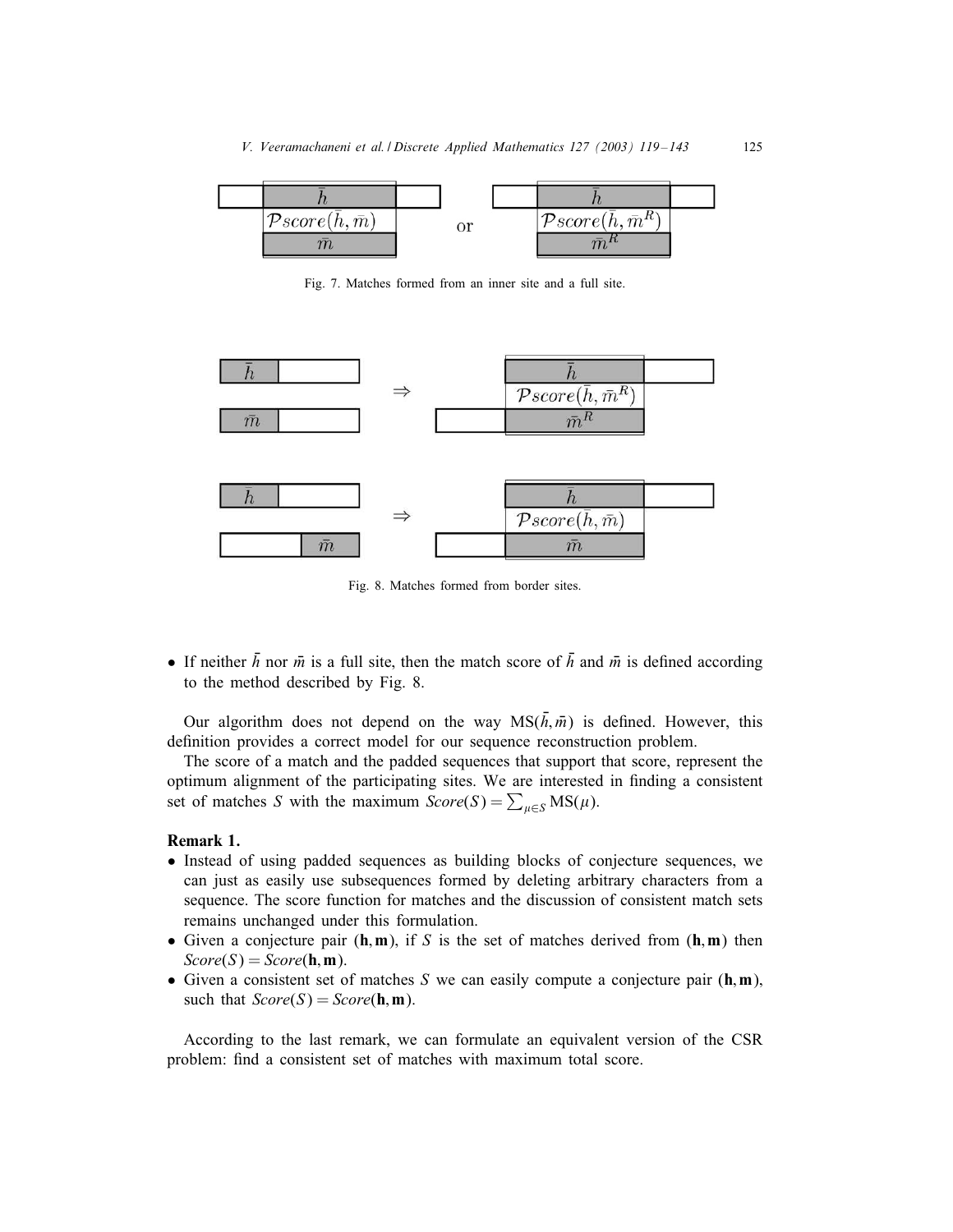Fig. 7. Matches formed from an inner site and a full site.

Fig. 8. Matches formed from border sites.

- If neither $\bar{h}$ nor $\bar{m}$ is a full site, then the match score of $\bar{h}$ and $\bar{m}$ is defined according to the method described by Fig. 8.

Our algorithm does not depend on the way $\mathrm{MS}(\bar{h}, \bar{m})$ is defined. However, this definition provides a correct model for our sequence reconstruction problem.

The score of a match and the padded sequences that support that score, represent the optimum alignment of the participating sites. We are interested in finding a consistent set of matches $S$ with the maximum $Score(S) = \sum_{\mu \in S} \mathrm{MS}(\mu)$.

**Remark 1.**

- Instead of using padded sequences as building blocks of conjecture sequences, we can just as easily use subsequences formed by deleting arbitrary characters from a sequence. The score function for matches and the discussion of consistent match sets remains unchanged under this formulation.
- Given a conjecture pair $(\mathbf{h}, \mathbf{m})$, if $S$ is the set of matches derived from $(\mathbf{h}, \mathbf{m})$ then $Score(S) = Score(\mathbf{h}, \mathbf{m})$.
- Given a consistent set of matches $S$ we can easily compute a conjecture pair $(\mathbf{h}, \mathbf{m})$, such that $Score(S) = Score(\mathbf{h}, \mathbf{m})$.

According to the last remark, we can formulate an equivalent version of the CSR problem: find a consistent set of matches with maximum total score.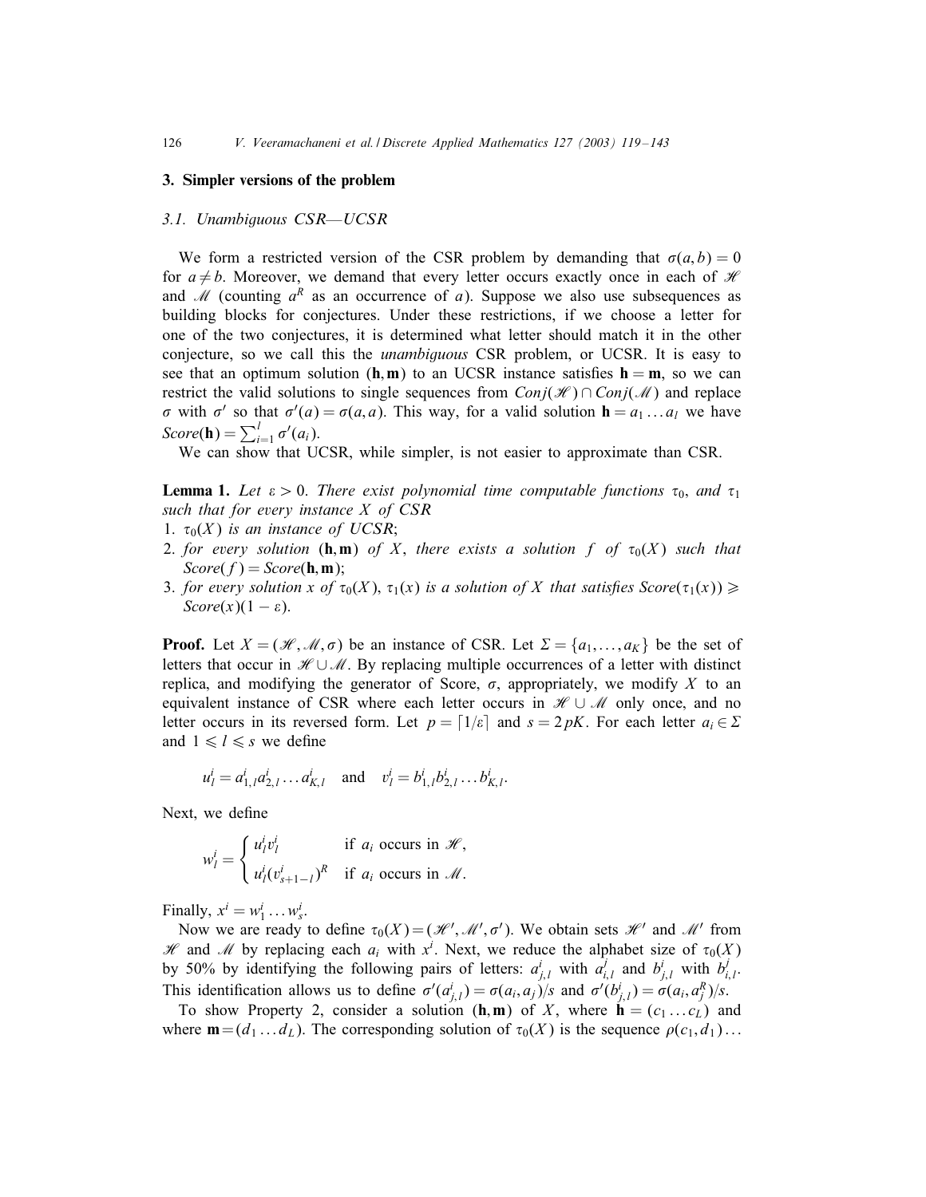## 3. Simpler versions of the problem

### 3.1. Unambiguous CSR—UCSR

We form a restricted version of the CSR problem by demanding that $\sigma(a,b)=0$ for $a \neq b$. Moreover, we demand that every letter occurs exactly once in each of $\mathscr{H}$ and $\mathscr{M}$ (counting $a^R$ as an occurrence of $a$). Suppose we also use subsequences as building blocks for conjectures. Under these restrictions, if we choose a letter for one of the two conjectures, it is determined what letter should match it in the other conjecture, so we call this the *unambiguous* CSR problem, or UCSR. It is easy to see that an optimum solution $(\mathbf{h},\mathbf{m})$ to an UCSR instance satisfies $\mathbf{h}=\mathbf{m}$, so we can restrict the valid solutions to single sequences from $Conj(\mathscr{H}) \cap Conj(\mathscr{M})$ and replace $\sigma$ with $\sigma'$ so that $\sigma'(a)=\sigma(a,a)$. This way, for a valid solution $\mathbf{h}=a_1 \ldots a_l$ we have $Score(\mathbf{h})=\sum_{i=1}^{l}\sigma'(a_i)$.

We can show that UCSR, while simpler, is not easier to approximate than CSR.

**Lemma 1.** *Let $\varepsilon > 0$. There exist polynomial time computable functions $\tau_0$, and $\tau_1$ such that for every instance $X$ of CSR*

1. *$\tau_0(X)$ is an instance of UCSR;*
2. *for every solution $(\mathbf{h},\mathbf{m})$ of $X$, there exists a solution $f$ of $\tau_0(X)$ such that $Score(f)=Score(\mathbf{h},\mathbf{m})$;*
3. *for every solution $x$ of $\tau_0(X)$, $\tau_1(x)$ is a solution of $X$ that satisfies $Score(\tau_1(x)) \geqslant Score(x)(1-\varepsilon)$.*

**Proof.** Let $X=(\mathscr{H},\mathscr{M},\sigma)$ be an instance of CSR. Let $\Sigma=\{a_1,\ldots,a_K\}$ be the set of letters that occur in $\mathscr{H} \cup \mathscr{M}$. By replacing multiple occurrences of a letter with distinct replica, and modifying the generator of Score, $\sigma$, appropriately, we modify $X$ to an equivalent instance of CSR where each letter occurs in $\mathscr{H} \cup \mathscr{M}$ only once, and no letter occurs in its reversed form. Let $p=\lceil 1/\varepsilon \rceil$ and $s=2pK$. For each letter $a_i \in \Sigma$ and $1 \leqslant l \leqslant s$ we define

$$u_l^i = a_{1,l}^i a_{2,l}^i \ldots a_{K,l}^i \quad \text{and} \quad v_l^i = b_{1,l}^i b_{2,l}^i \ldots b_{K,l}^i.$$

Next, we define

$$w_l^i = \begin{cases} u_l^i v_l^i & \text{if } a_i \text{ occurs in } \mathscr{H}, \\ u_l^i (v_{s+1-l}^i)^R & \text{if } a_i \text{ occurs in } \mathscr{M}. \end{cases}$$

Finally, $x^i = w_1^i \ldots w_s^i$.

Now we are ready to define $\tau_0(X)=(\mathscr{H}',\mathscr{M}',\sigma')$. We obtain sets $\mathscr{H}'$ and $\mathscr{M}'$ from $\mathscr{H}$ and $\mathscr{M}$ by replacing each $a_i$ with $x^i$. Next, we reduce the alphabet size of $\tau_0(X)$ by 50% by identifying the following pairs of letters: $a_{j,l}^i$ with $a_{i,l}^j$ and $b_{j,l}^i$ with $b_{i,l}^j$. This identification allows us to define $\sigma'(a_{j,l}^i)=\sigma(a_i,a_j)/s$ and $\sigma'(b_{j,l}^i)=\sigma(a_i,a_j^R)/s$.

To show Property 2, consider a solution $(\mathbf{h},\mathbf{m})$ of $X$, where $\mathbf{h}=(c_1 \ldots c_L)$ and where $\mathbf{m}=(d_1 \ldots d_L)$. The corresponding solution of $\tau_0(X)$ is the sequence $\rho(c_1,d_1)\ldots$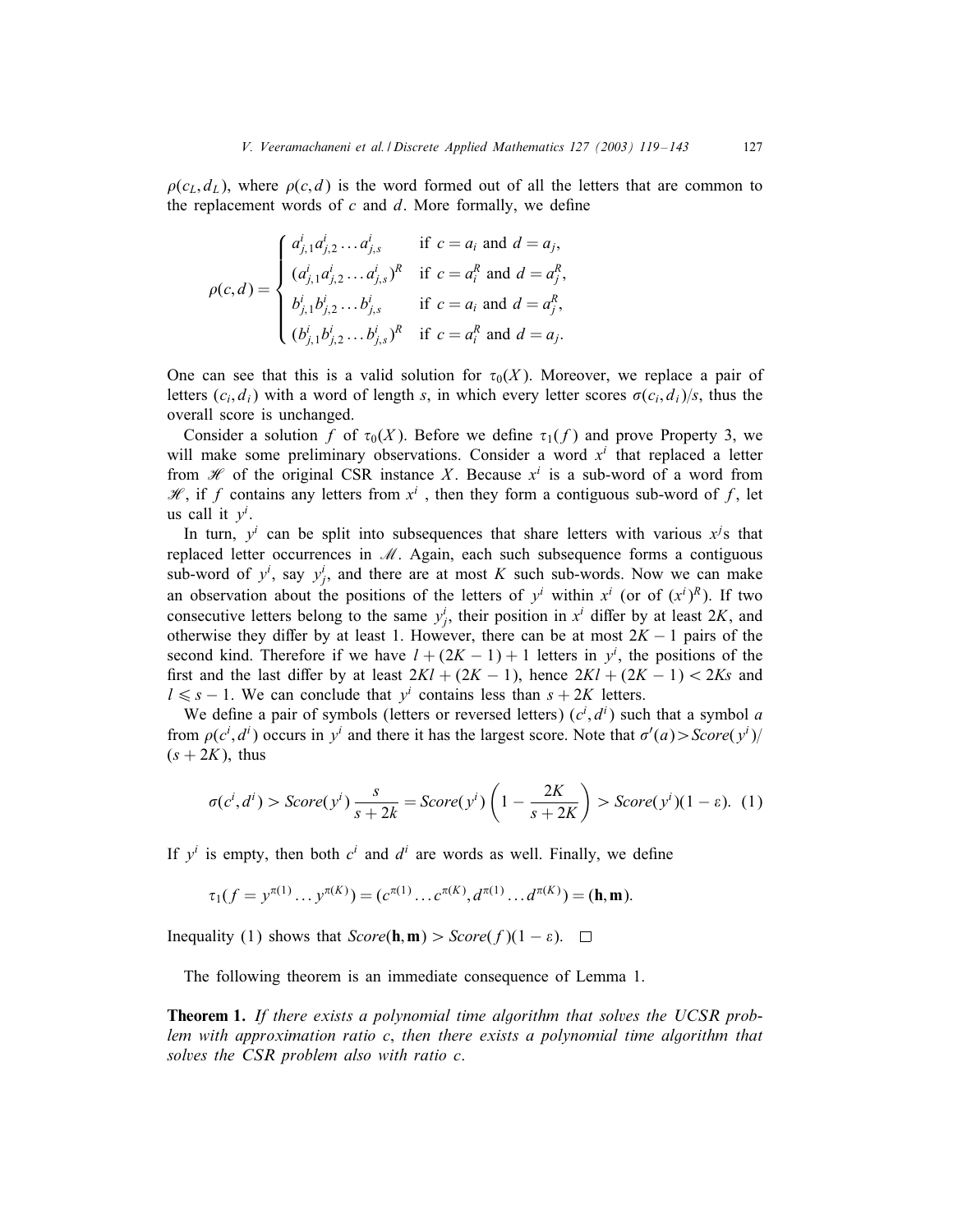$\rho(c_L, d_L)$, where $\rho(c,d)$ is the word formed out of all the letters that are common to the replacement words of $c$ and $d$. More formally, we define

$$\rho(c,d) = \begin{cases} a^i_{j,1}a^i_{j,2}\dots a^i_{j,s} & \text{if } c = a_i \text{ and } d = a_j, \\ (a^i_{j,1}a^i_{j,2}\dots a^i_{j,s})^R & \text{if } c = a_i^R \text{ and } d = a_j^R, \\ b^i_{j,1}b^i_{j,2}\dots b^i_{j,s} & \text{if } c = a_i \text{ and } d = a_j^R, \\ (b^i_{j,1}b^i_{j,2}\dots b^i_{j,s})^R & \text{if } c = a_i^R \text{ and } d = a_j. \end{cases}$$

One can see that this is a valid solution for $\tau_0(X)$. Moreover, we replace a pair of letters $(c_i, d_i)$ with a word of length $s$, in which every letter scores $\sigma(c_i, d_i)/s$, thus the overall score is unchanged.

Consider a solution $f$ of $\tau_0(X)$. Before we define $\tau_1(f)$ and prove Property 3, we will make some preliminary observations. Consider a word $x^i$ that replaced a letter from $\mathscr{H}$ of the original CSR instance $X$. Because $x^i$ is a sub-word of a word from $\mathscr{H}$, if $f$ contains any letters from $x^i$ , then they form a contiguous sub-word of $f$, let us call it $y^i$.

In turn, $y^i$ can be split into subsequences that share letters with various $x^j$s that replaced letter occurrences in $\mathscr{M}$. Again, each such subsequence forms a contiguous sub-word of $y^i$, say $y^i_j$, and there are at most $K$ such sub-words. Now we can make an observation about the positions of the letters of $y^i$ within $x^i$ (or of $(x^i)^R$). If two consecutive letters belong to the same $y^i_j$, their position in $x^i$ differ by at least $2K$, and otherwise they differ by at least 1. However, there can be at most $2K-1$ pairs of the second kind. Therefore if we have $l + (2K-1) + 1$ letters in $y^i$, the positions of the first and the last differ by at least $2Kl + (2K-1)$, hence $2Kl + (2K-1) < 2Ks$ and $l \leqslant s-1$. We can conclude that $y^i$ contains less than $s + 2K$ letters.

We define a pair of symbols (letters or reversed letters) $(c^i, d^i)$ such that a symbol $a$ from $\rho(c^i, d^i)$ occurs in $y^i$ and there it has the largest score. Note that $\sigma'(a) > Score(y^i)/(s+2K)$, thus

$$\sigma(c^i, d^i) > Score(y^i)\,\frac{s}{s+2k} = Score(y^i)\left(1 - \frac{2K}{s+2K}\right) > Score(y^i)(1-\varepsilon). \quad (1)$$

If $y^i$ is empty, then both $c^i$ and $d^i$ are words as well. Finally, we define

$$\tau_1(f = y^{\pi(1)}\dots y^{\pi(K)}) = (c^{\pi(1)}\dots c^{\pi(K)}, d^{\pi(1)}\dots d^{\pi(K)}) = (\mathbf{h}, \mathbf{m}).$$

Inequality (1) shows that $Score(\mathbf{h}, \mathbf{m}) > Score(f)(1-\varepsilon)$. □

The following theorem is an immediate consequence of Lemma 1.

**Theorem 1.** *If there exists a polynomial time algorithm that solves the UCSR problem with approximation ratio $c$, then there exists a polynomial time algorithm that solves the CSR problem also with ratio $c$.*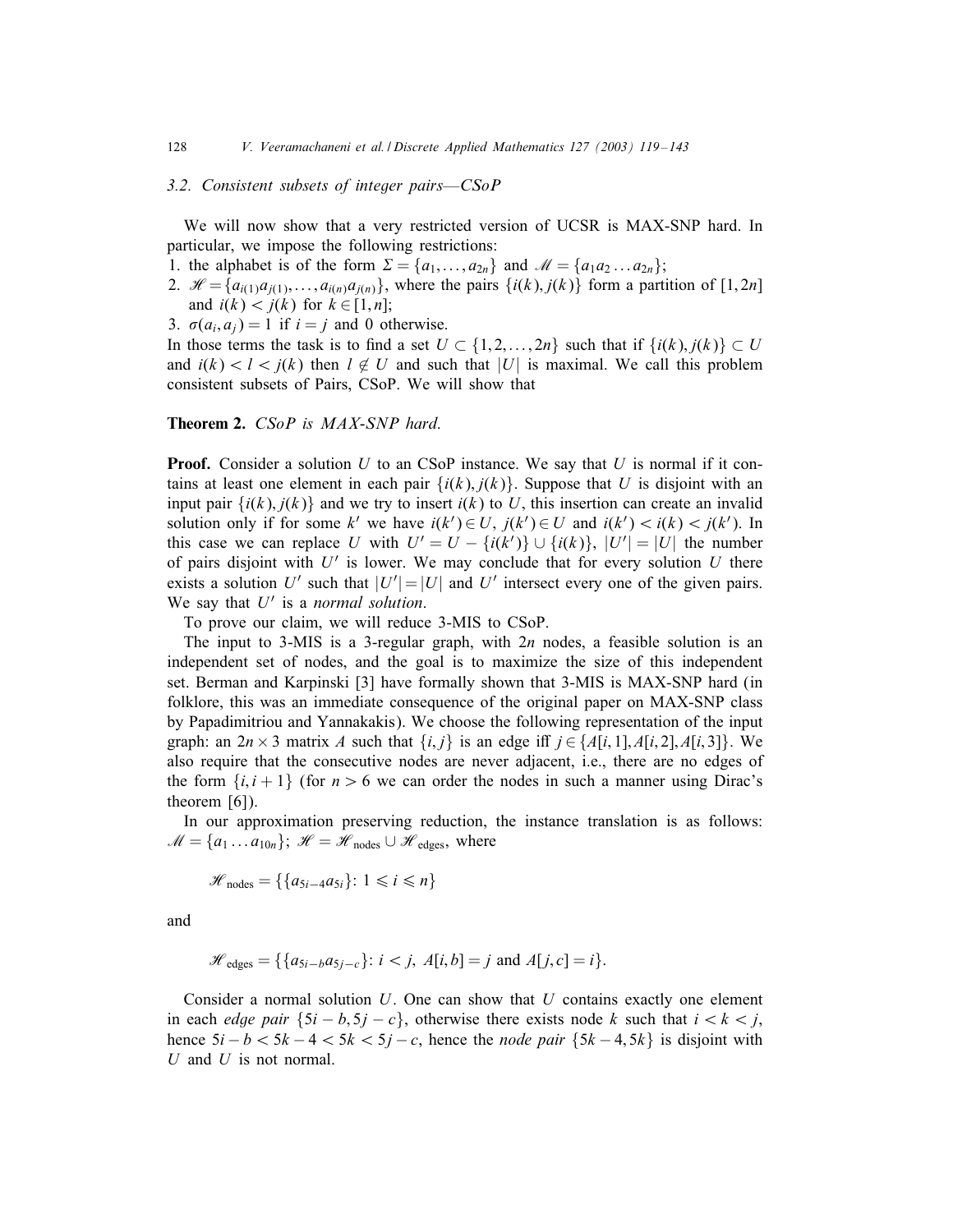### 3.2. Consistent subsets of integer pairs—CSoP

We will now show that a very restricted version of UCSR is MAX-SNP hard. In particular, we impose the following restrictions:

1. the alphabet is of the form $\Sigma = \{a_1, \ldots, a_{2n}\}$ and $\mathcal{M} = \{a_1 a_2 \ldots a_{2n}\}$;
2. $\mathcal{H} = \{a_{i(1)}a_{j(1)}, \ldots, a_{i(n)}a_{j(n)}\}$, where the pairs $\{i(k), j(k)\}$ form a partition of $[1, 2n]$ and $i(k) < j(k)$ for $k \in [1, n]$;
3. $\sigma(a_i, a_j) = 1$ if $i = j$ and 0 otherwise.

In those terms the task is to find a set $U \subset \{1, 2, \ldots, 2n\}$ such that if $\{i(k), j(k)\} \subset U$ and $i(k) < l < j(k)$ then $l \notin U$ and such that $|U|$ is maximal. We call this problem consistent subsets of Pairs, CSoP. We will show that

**Theorem 2.** *CSoP is MAX-SNP hard.*

**Proof.** Consider a solution $U$ to an CSoP instance. We say that $U$ is normal if it contains at least one element in each pair $\{i(k), j(k)\}$. Suppose that $U$ is disjoint with an input pair $\{i(k), j(k)\}$ and we try to insert $i(k)$ to $U$, this insertion can create an invalid solution only if for some $k'$ we have $i(k') \in U$, $j(k') \in U$ and $i(k') < i(k) < j(k')$. In this case we can replace $U$ with $U' = U - \{i(k')\} \cup \{i(k)\}$, $|U'| = |U|$ the number of pairs disjoint with $U'$ is lower. We may conclude that for every solution $U$ there exists a solution $U'$ such that $|U'| = |U|$ and $U'$ intersect every one of the given pairs. We say that $U'$ is a *normal solution*.

To prove our claim, we will reduce 3-MIS to CSoP.

The input to 3-MIS is a 3-regular graph, with $2n$ nodes, a feasible solution is an independent set of nodes, and the goal is to maximize the size of this independent set. Berman and Karpinski [3] have formally shown that 3-MIS is MAX-SNP hard (in folklore, this was an immediate consequence of the original paper on MAX-SNP class by Papadimitriou and Yannakakis). We choose the following representation of the input graph: an $2n \times 3$ matrix $A$ such that $\{i, j\}$ is an edge iff $j \in \{A[i, 1], A[i, 2], A[i, 3]\}$. We also require that the consecutive nodes are never adjacent, i.e., there are no edges of the form $\{i, i + 1\}$ (for $n > 6$ we can order the nodes in such a manner using Dirac's theorem [6]).

In our approximation preserving reduction, the instance translation is as follows: $\mathcal{M} = \{a_1 \ldots a_{10n}\}$; $\mathcal{H} = \mathcal{H}_{\text{nodes}} \cup \mathcal{H}_{\text{edges}}$, where

$$\mathcal{H}_{\text{nodes}} = \{\{a_{5i-4}a_{5i}\} \colon 1 \leqslant i \leqslant n\}$$

and

$$\mathcal{H}_{\text{edges}} = \{\{a_{5i-b}a_{5j-c}\} \colon i < j,\ A[i, b] = j \text{ and } A[j, c] = i\}.$$

Consider a normal solution $U$. One can show that $U$ contains exactly one element in each *edge pair* $\{5i - b, 5j - c\}$, otherwise there exists node $k$ such that $i < k < j$, hence $5i - b < 5k - 4 < 5k < 5j - c$, hence the *node pair* $\{5k - 4, 5k\}$ is disjoint with $U$ and $U$ is not normal.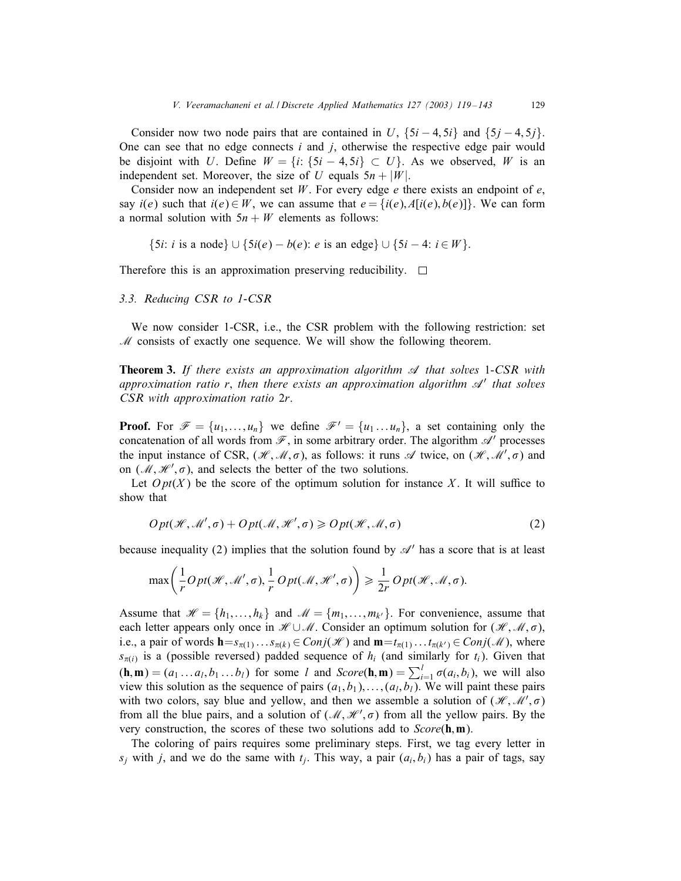Consider now two node pairs that are contained in $U$, $\{5i-4, 5i\}$ and $\{5j-4, 5j\}$. One can see that no edge connects $i$ and $j$, otherwise the respective edge pair would be disjoint with $U$. Define $W = \{i\colon \{5i-4, 5i\} \subset U\}$. As we observed, $W$ is an independent set. Moreover, the size of $U$ equals $5n + |W|$.

Consider now an independent set $W$. For every edge $e$ there exists an endpoint of $e$, say $i(e)$ such that $i(e) \in W$, we can assume that $e = \{i(e), A[i(e), b(e)]\}$. We can form a normal solution with $5n + W$ elements as follows:

$$\{5i\colon i \text{ is a node}\} \cup \{5i(e) - b(e)\colon e \text{ is an edge}\} \cup \{5i - 4\colon i \in W\}.$$

Therefore this is an approximation preserving reducibility. □

### 3.3. Reducing CSR to 1-CSR

We now consider 1-CSR, i.e., the CSR problem with the following restriction: set $\mathscr{M}$ consists of exactly one sequence. We will show the following theorem.

**Theorem 3.** *If there exists an approximation algorithm $\mathscr{A}$ that solves 1-CSR with approximation ratio $r$, then there exists an approximation algorithm $\mathscr{A}'$ that solves CSR with approximation ratio $2r$.*

**Proof.** For $\mathscr{F} = \{u_1, \ldots, u_n\}$ we define $\mathscr{F}' = \{u_1 \ldots u_n\}$, a set containing only the concatenation of all words from $\mathscr{F}$, in some arbitrary order. The algorithm $\mathscr{A}'$ processes the input instance of CSR, $(\mathscr{H}, \mathscr{M}, \sigma)$, as follows: it runs $\mathscr{A}$ twice, on $(\mathscr{H}, \mathscr{M}', \sigma)$ and on $(\mathscr{M}, \mathscr{H}', \sigma)$, and selects the better of the two solutions.

Let $Opt(X)$ be the score of the optimum solution for instance $X$. It will suffice to show that

$$Opt(\mathscr{H}, \mathscr{M}', \sigma) + Opt(\mathscr{M}, \mathscr{H}', \sigma) \geqslant Opt(\mathscr{H}, \mathscr{M}, \sigma) \tag{2}$$

because inequality (2) implies that the solution found by $\mathscr{A}'$ has a score that is at least

$$\max\left(\frac{1}{r} Opt(\mathscr{H}, \mathscr{M}', \sigma), \frac{1}{r} Opt(\mathscr{M}, \mathscr{H}', \sigma)\right) \geqslant \frac{1}{2r} Opt(\mathscr{H}, \mathscr{M}, \sigma).$$

Assume that $\mathscr{H} = \{h_1, \ldots, h_k\}$ and $\mathscr{M} = \{m_1, \ldots, m_{k'}\}$. For convenience, assume that each letter appears only once in $\mathscr{H} \cup \mathscr{M}$. Consider an optimum solution for $(\mathscr{H}, \mathscr{M}, \sigma)$, i.e., a pair of words $\mathbf{h} = s_{\pi(1)} \ldots s_{\pi(k)} \in Conj(\mathscr{H})$ and $\mathbf{m} = t_{\pi(1)} \ldots t_{\pi(k')} \in Conj(\mathscr{M})$, where $s_{\pi(i)}$ is a (possible reversed) padded sequence of $h_i$ (and similarly for $t_i$). Given that $(\mathbf{h}, \mathbf{m}) = (a_1 \ldots a_l, b_1 \ldots b_l)$ for some $l$ and $Score(\mathbf{h}, \mathbf{m}) = \sum_{i=1}^{l} \sigma(a_i, b_i)$, we will also view this solution as the sequence of pairs $(a_1, b_1), \ldots, (a_l, b_l)$. We will paint these pairs with two colors, say blue and yellow, and then we assemble a solution of $(\mathscr{H}, \mathscr{M}', \sigma)$ from all the blue pairs, and a solution of $(\mathscr{M}, \mathscr{H}', \sigma)$ from all the yellow pairs. By the very construction, the scores of these two solutions add to $Score(\mathbf{h}, \mathbf{m})$.

The coloring of pairs requires some preliminary steps. First, we tag every letter in $s_j$ with $j$, and we do the same with $t_j$. This way, a pair $(a_i, b_i)$ has a pair of tags, say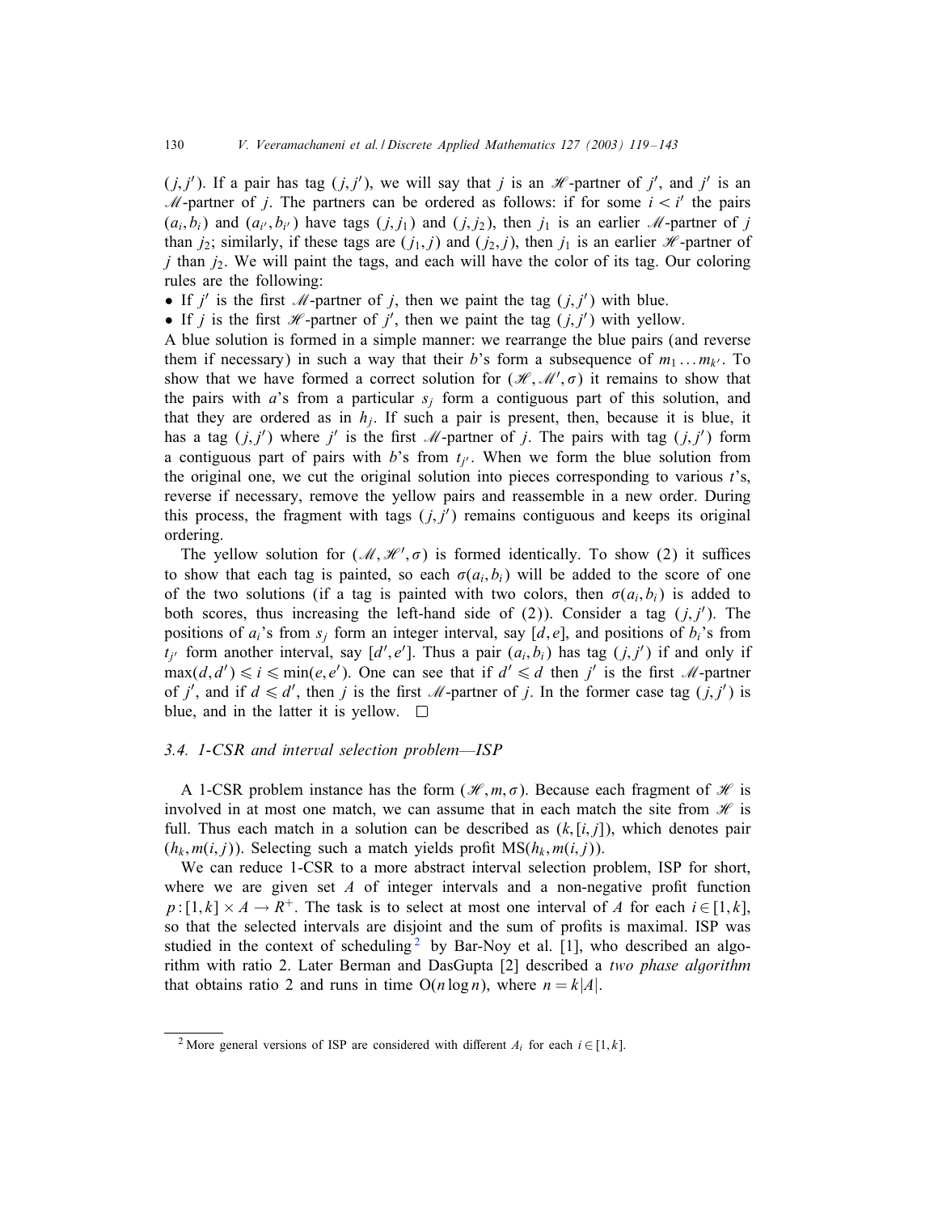$(j,j')$. If a pair has tag $(j,j')$, we will say that $j$ is an $\mathscr{H}$-partner of $j'$, and $j'$ is an $\mathscr{M}$-partner of $j$. The partners can be ordered as follows: if for some $i < i'$ the pairs $(a_i, b_i)$ and $(a_{i'}, b_{i'})$ have tags $(j, j_1)$ and $(j, j_2)$, then $j_1$ is an earlier $\mathscr{M}$-partner of $j$ than $j_2$; similarly, if these tags are $(j_1, j)$ and $(j_2, j)$, then $j_1$ is an earlier $\mathscr{H}$-partner of $j$ than $j_2$. We will paint the tags, and each will have the color of its tag. Our coloring rules are the following:

- If $j'$ is the first $\mathscr{M}$-partner of $j$, then we paint the tag $(j,j')$ with blue.
- If $j$ is the first $\mathscr{H}$-partner of $j'$, then we paint the tag $(j,j')$ with yellow.

A blue solution is formed in a simple manner: we rearrange the blue pairs (and reverse them if necessary) in such a way that their $b$'s form a subsequence of $m_1 \dots m_{k'}$. To show that we have formed a correct solution for $(\mathscr{H}, \mathscr{M}', \sigma)$ it remains to show that the pairs with $a$'s from a particular $s_j$ form a contiguous part of this solution, and that they are ordered as in $h_j$. If such a pair is present, then, because it is blue, it has a tag $(j,j')$ where $j'$ is the first $\mathscr{M}$-partner of $j$. The pairs with tag $(j,j')$ form a contiguous part of pairs with $b$'s from $t_{j'}$. When we form the blue solution from the original one, we cut the original solution into pieces corresponding to various $t$'s, reverse if necessary, remove the yellow pairs and reassemble in a new order. During this process, the fragment with tags $(j,j')$ remains contiguous and keeps its original ordering.

The yellow solution for $(\mathscr{M}, \mathscr{H}', \sigma)$ is formed identically. To show (2) it suffices to show that each tag is painted, so each $\sigma(a_i, b_i)$ will be added to the score of one of the two solutions (if a tag is painted with two colors, then $\sigma(a_i, b_i)$ is added to both scores, thus increasing the left-hand side of (2)). Consider a tag $(j,j')$. The positions of $a_i$'s from $s_j$ form an integer interval, say $[d,e]$, and positions of $b_i$'s from $t_{j'}$ form another interval, say $[d',e']$. Thus a pair $(a_i,b_i)$ has tag $(j,j')$ if and only if $\max(d,d') \leqslant i \leqslant \min(e,e')$. One can see that if $d' \leqslant d$ then $j'$ is the first $\mathscr{M}$-partner of $j'$, and if $d \leqslant d'$, then $j$ is the first $\mathscr{M}$-partner of $j$. In the former case tag $(j,j')$ is blue, and in the latter it is yellow. □

### 3.4. 1-CSR and interval selection problem—ISP

A 1-CSR problem instance has the form $(\mathscr{H}, m, \sigma)$. Because each fragment of $\mathscr{H}$ is involved in at most one match, we can assume that in each match the site from $\mathscr{H}$ is full. Thus each match in a solution can be described as $(k, [i,j])$, which denotes pair $(h_k, m(i,j))$. Selecting such a match yields profit $\mathrm{MS}(h_k, m(i,j))$.

We can reduce 1-CSR to a more abstract interval selection problem, ISP for short, where we are given set $A$ of integer intervals and a non-negative profit function $p : [1,k] \times A \to R^+$. The task is to select at most one interval of $A$ for each $i \in [1,k]$, so that the selected intervals are disjoint and the sum of profits is maximal. ISP was studied in the context of scheduling[2] by Bar-Noy et al. [1], who described an algorithm with ratio 2. Later Berman and DasGupta [2] described a *two phase algorithm* that obtains ratio 2 and runs in time $O(n \log n)$, where $n = k|A|$.

[2] More general versions of ISP are considered with different $A_i$ for each $i \in [1,k]$.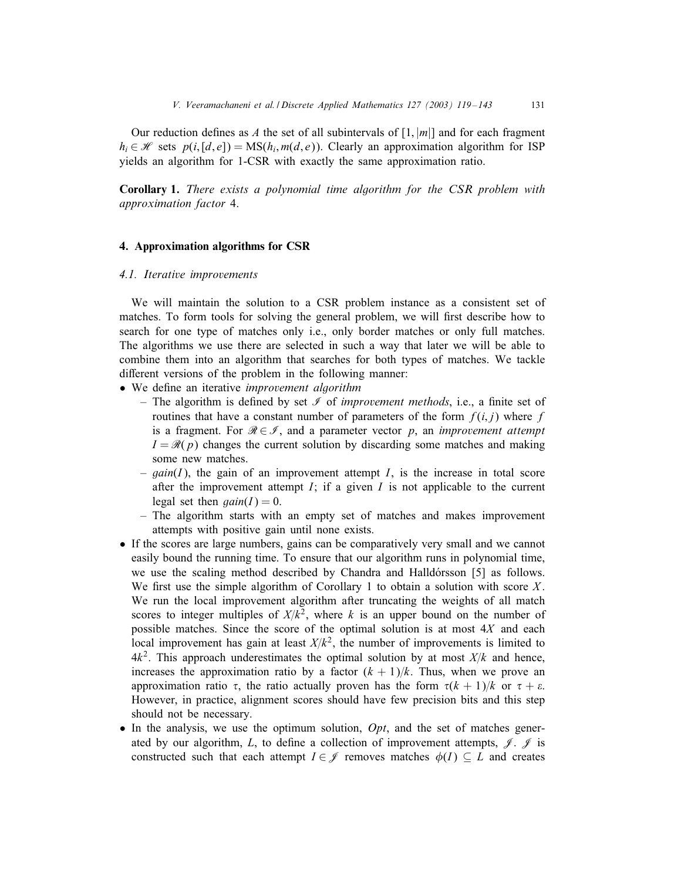Our reduction defines as $A$ the set of all subintervals of $[1, |m|]$ and for each fragment $h_i \in \mathscr{H}$ sets $p(i, [d, e]) = \mathrm{MS}(h_i, m(d, e))$. Clearly an approximation algorithm for ISP yields an algorithm for 1-CSR with exactly the same approximation ratio.

**Corollary 1.** *There exists a polynomial time algorithm for the CSR problem with approximation factor* 4.

## 4. Approximation algorithms for CSR

### 4.1. Iterative improvements

We will maintain the solution to a CSR problem instance as a consistent set of matches. To form tools for solving the general problem, we will first describe how to search for one type of matches only i.e., only border matches or only full matches. The algorithms we use there are selected in such a way that later we will be able to combine them into an algorithm that searches for both types of matches. We tackle different versions of the problem in the following manner:

- We define an iterative *improvement algorithm*
  - The algorithm is defined by set $\mathscr{I}$ of *improvement methods*, i.e., a finite set of routines that have a constant number of parameters of the form $f(i, j)$ where $f$ is a fragment. For $\mathscr{R} \in \mathscr{I}$, and a parameter vector $p$, an *improvement attempt* $I = \mathscr{R}(p)$ changes the current solution by discarding some matches and making some new matches.
  - $gain(I)$, the gain of an improvement attempt $I$, is the increase in total score after the improvement attempt $I$; if a given $I$ is not applicable to the current legal set then $gain(I) = 0$.
  - The algorithm starts with an empty set of matches and makes improvement attempts with positive gain until none exists.
- If the scores are large numbers, gains can be comparatively very small and we cannot easily bound the running time. To ensure that our algorithm runs in polynomial time, we use the scaling method described by Chandra and Halldórsson [5] as follows. We first use the simple algorithm of Corollary 1 to obtain a solution with score $X$. We run the local improvement algorithm after truncating the weights of all match scores to integer multiples of $X/k^2$, where $k$ is an upper bound on the number of possible matches. Since the score of the optimal solution is at most $4X$ and each local improvement has gain at least $X/k^2$, the number of improvements is limited to $4k^2$. This approach underestimates the optimal solution by at most $X/k$ and hence, increases the approximation ratio by a factor $(k+1)/k$. Thus, when we prove an approximation ratio $\tau$, the ratio actually proven has the form $\tau(k+1)/k$ or $\tau + \varepsilon$. However, in practice, alignment scores should have few precision bits and this step should not be necessary.
- In the analysis, we use the optimum solution, *Opt*, and the set of matches generated by our algorithm, $L$, to define a collection of improvement attempts, $\mathscr{J}$. $\mathscr{J}$ is constructed such that each attempt $I \in \mathscr{J}$ removes matches $\phi(I) \subseteq L$ and creates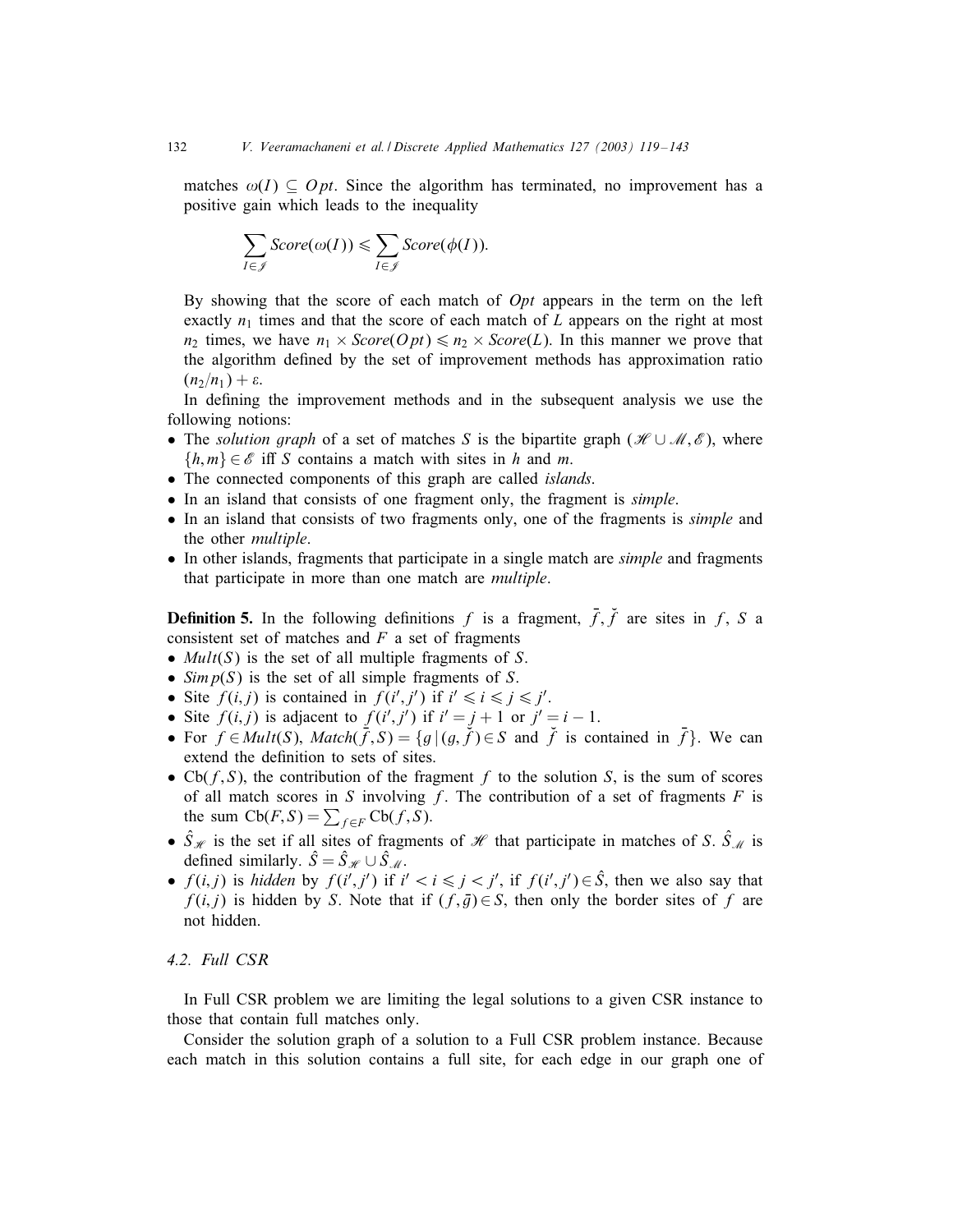matches $\omega(I) \subseteq Opt$. Since the algorithm has terminated, no improvement has a positive gain which leads to the inequality

$$\sum_{I \in \mathscr{I}} Score(\omega(I)) \leqslant \sum_{I \in \mathscr{I}} Score(\phi(I)).$$

By showing that the score of each match of $Opt$ appears in the term on the left exactly $n_1$ times and that the score of each match of $L$ appears on the right at most $n_2$ times, we have $n_1 \times Score(Opt) \leqslant n_2 \times Score(L)$. In this manner we prove that the algorithm defined by the set of improvement methods has approximation ratio $(n_2/n_1) + \varepsilon$.

In defining the improvement methods and in the subsequent analysis we use the following notions:

- The *solution graph* of a set of matches $S$ is the bipartite graph $(\mathscr{H} \cup \mathscr{M}, \mathscr{E})$, where $\{h, m\} \in \mathscr{E}$ iff $S$ contains a match with sites in $h$ and $m$.
- The connected components of this graph are called *islands*.
- In an island that consists of one fragment only, the fragment is *simple*.
- In an island that consists of two fragments only, one of the fragments is *simple* and the other *multiple*.
- In other islands, fragments that participate in a single match are *simple* and fragments that participate in more than one match are *multiple*.

**Definition 5.** In the following definitions $f$ is a fragment, $\bar{f}, \check{f}$ are sites in $f$, $S$ a consistent set of matches and $F$ a set of fragments

- $Mult(S)$ is the set of all multiple fragments of $S$.
- $Simp(S)$ is the set of all simple fragments of $S$.
- Site $f(i, j)$ is contained in $f(i', j')$ if $i' \leqslant i \leqslant j \leqslant j'$.
- Site $f(i, j)$ is adjacent to $f(i', j')$ if $i' = j + 1$ or $j' = i - 1$.
- For $f \in Mult(S)$, $Match(\bar{f}, S) = \{g \mid (g, \check{f}) \in S$ and $\check{f}$ is contained in $\bar{f}\}$. We can extend the definition to sets of sites.
- $\mathrm{Cb}(f, S)$, the contribution of the fragment $f$ to the solution $S$, is the sum of scores of all match scores in $S$ involving $f$. The contribution of a set of fragments $F$ is the sum $\mathrm{Cb}(F, S) = \sum_{f \in F} \mathrm{Cb}(f, S)$.
- $\hat{S}_{\mathscr{H}}$ is the set if all sites of fragments of $\mathscr{H}$ that participate in matches of $S$. $\hat{S}_{\mathscr{M}}$ is defined similarly. $\hat{S} = \hat{S}_{\mathscr{H}} \cup \hat{S}_{\mathscr{M}}$.
- $f(i, j)$ is *hidden* by $f(i', j')$ if $i' < i \leqslant j < j'$, if $f(i', j') \in \hat{S}$, then we also say that $f(i, j)$ is hidden by $S$. Note that if $(f, \bar{g}) \in S$, then only the border sites of $f$ are not hidden.

### 4.2. Full CSR

In Full CSR problem we are limiting the legal solutions to a given CSR instance to those that contain full matches only.

Consider the solution graph of a solution to a Full CSR problem instance. Because each match in this solution contains a full site, for each edge in our graph one of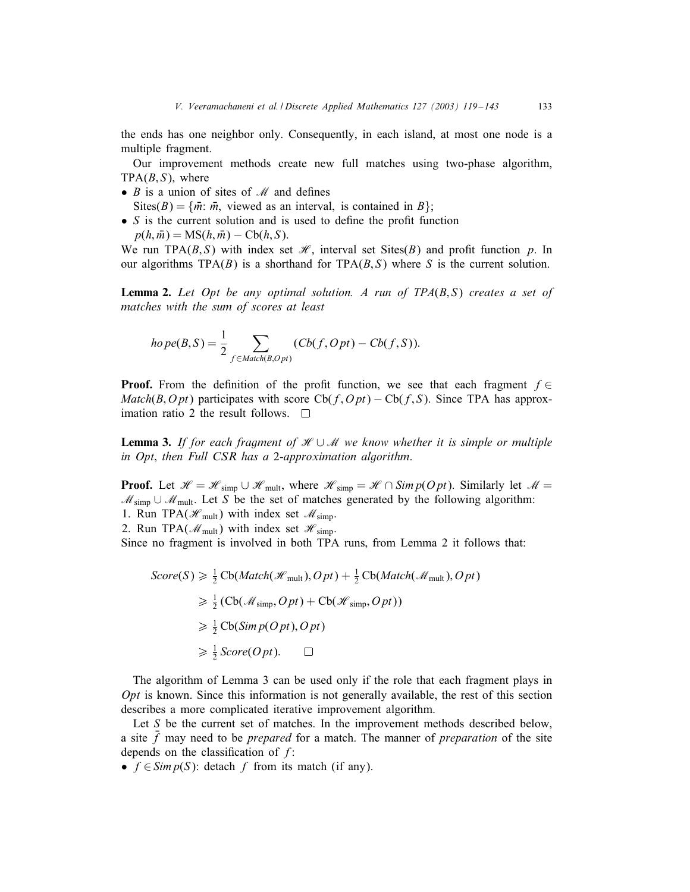the ends has one neighbor only. Consequently, in each island, at most one node is a multiple fragment.

Our improvement methods create new full matches using two-phase algorithm, $\mathrm{TPA}(B,S)$, where

- $B$ is a union of sites of $\mathscr{M}$ and defines
  $\mathrm{Sites}(B) = \{\bar{m}$: $\bar{m}$, viewed as an interval, is contained in $B\}$;
- $S$ is the current solution and is used to define the profit function
  $p(h,\bar{m}) = \mathrm{MS}(h,\bar{m}) - \mathrm{Cb}(h,S)$.

We run $\mathrm{TPA}(B,S)$ with index set $\mathscr{H}$, interval set $\mathrm{Sites}(B)$ and profit function $p$. In our algorithms $\mathrm{TPA}(B)$ is a shorthand for $\mathrm{TPA}(B,S)$ where $S$ is the current solution.

**Lemma 2.** *Let Opt be any optimal solution. A run of TPA$(B,S)$ creates a set of matches with the sum of scores at least*

$$hope(B,S) = \frac{1}{2} \sum_{f \in Match(B,Opt)} (Cb(f,Opt) - Cb(f,S)).$$

**Proof.** From the definition of the profit function, we see that each fragment $f \in Match(B,Opt)$ participates with score $\mathrm{Cb}(f,Opt) - \mathrm{Cb}(f,S)$. Since TPA has approximation ratio 2 the result follows. $\square$

**Lemma 3.** *If for each fragment of $\mathscr{H} \cup \mathscr{M}$ we know whether it is simple or multiple in Opt, then Full CSR has a 2-approximation algorithm.*

**Proof.** Let $\mathscr{H} = \mathscr{H}_{\mathrm{simp}} \cup \mathscr{H}_{\mathrm{mult}}$, where $\mathscr{H}_{\mathrm{simp}} = \mathscr{H} \cap Simp(Opt)$. Similarly let $\mathscr{M} = \mathscr{M}_{\mathrm{simp}} \cup \mathscr{M}_{\mathrm{mult}}$. Let $S$ be the set of matches generated by the following algorithm:

1. Run $\mathrm{TPA}(\mathscr{H}_{\mathrm{mult}})$ with index set $\mathscr{M}_{\mathrm{simp}}$.
2. Run $\mathrm{TPA}(\mathscr{M}_{\mathrm{mult}})$ with index set $\mathscr{H}_{\mathrm{simp}}$.

Since no fragment is involved in both TPA runs, from Lemma 2 it follows that:

$$\begin{aligned}
Score(S) &\geqslant \tfrac{1}{2}\,\mathrm{Cb}(Match(\mathscr{H}_{\mathrm{mult}}),Opt) + \tfrac{1}{2}\,\mathrm{Cb}(Match(\mathscr{M}_{\mathrm{mult}}),Opt) \\
&\geqslant \tfrac{1}{2}\,(\mathrm{Cb}(\mathscr{M}_{\mathrm{simp}},Opt) + \mathrm{Cb}(\mathscr{H}_{\mathrm{simp}},Opt)) \\
&\geqslant \tfrac{1}{2}\,\mathrm{Cb}(Simp(Opt),Opt) \\
&\geqslant \tfrac{1}{2}\,Score(Opt). \qquad \square
\end{aligned}$$

The algorithm of Lemma 3 can be used only if the role that each fragment plays in *Opt* is known. Since this information is not generally available, the rest of this section describes a more complicated iterative improvement algorithm.

Let $S$ be the current set of matches. In the improvement methods described below, a site $\bar{f}$ may need to be *prepared* for a match. The manner of *preparation* of the site depends on the classification of $f$:

- $f \in Simp(S)$: detach $f$ from its match (if any).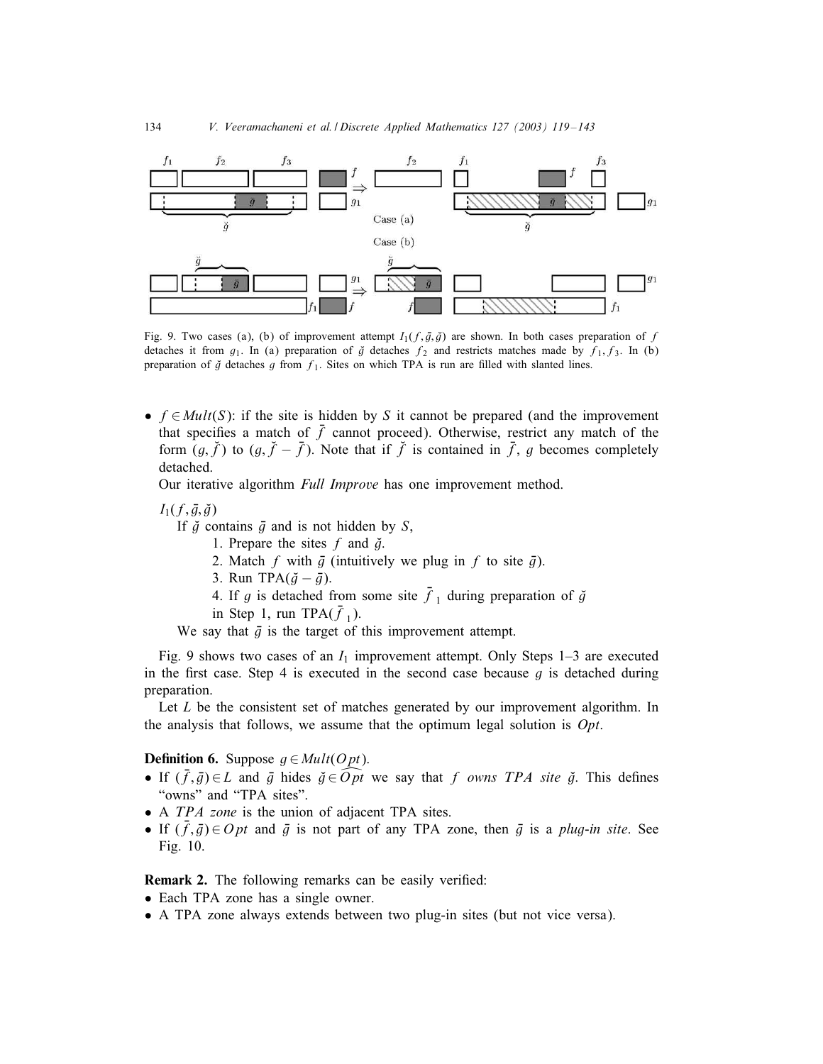Fig. 9. Two cases (a), (b) of improvement attempt $I_1(f, \bar{g}, \breve{g})$ are shown. In both cases preparation of $f$ detaches it from $g_1$. In (a) preparation of $\breve{g}$ detaches $f_2$ and restricts matches made by $f_1, f_3$. In (b) preparation of $\breve{g}$ detaches $g$ from $f_1$. Sites on which TPA is run are filled with slanted lines.

- $f \in Mult(S)$: if the site is hidden by $S$ it cannot be prepared (and the improvement that specifies a match of $\bar{f}$ cannot proceed). Otherwise, restrict any match of the form $(g, \breve{f})$ to $(g, \breve{f} - \bar{f})$. Note that if $\breve{f}$ is contained in $\bar{f}$, $g$ becomes completely detached.

Our iterative algorithm *Full Improve* has one improvement method.

$I_1(f, \bar{g}, \breve{g})$

If $\breve{g}$ contains $\bar{g}$ and is not hidden by $S$,

1. Prepare the sites $f$ and $\breve{g}$.
2. Match $f$ with $\bar{g}$ (intuitively we plug in $f$ to site $\bar{g}$).
3. Run TPA($\breve{g} - \bar{g}$).
4. If $g$ is detached from some site $\bar{f}_1$ during preparation of $\breve{g}$ in Step 1, run TPA($\bar{f}_1$).

We say that $\bar{g}$ is the target of this improvement attempt.

Fig. 9 shows two cases of an $I_1$ improvement attempt. Only Steps 1–3 are executed in the first case. Step 4 is executed in the second case because $g$ is detached during preparation.

Let $L$ be the consistent set of matches generated by our improvement algorithm. In the analysis that follows, we assume that the optimum legal solution is $Opt$.

**Definition 6.** Suppose $g \in Mult(Opt)$.

- If $(\bar{f}, \bar{g}) \in L$ and $\bar{g}$ hides $\breve{g} \in \widehat{Opt}$ we say that $f$ *owns TPA site* $\breve{g}$. This defines "owns" and "TPA sites".
- A *TPA zone* is the union of adjacent TPA sites.
- If $(\bar{f}, \bar{g}) \in Opt$ and $\bar{g}$ is not part of any TPA zone, then $\bar{g}$ is a *plug-in site*. See Fig. 10.

**Remark 2.** The following remarks can be easily verified:

- Each TPA zone has a single owner.
- A TPA zone always extends between two plug-in sites (but not vice versa).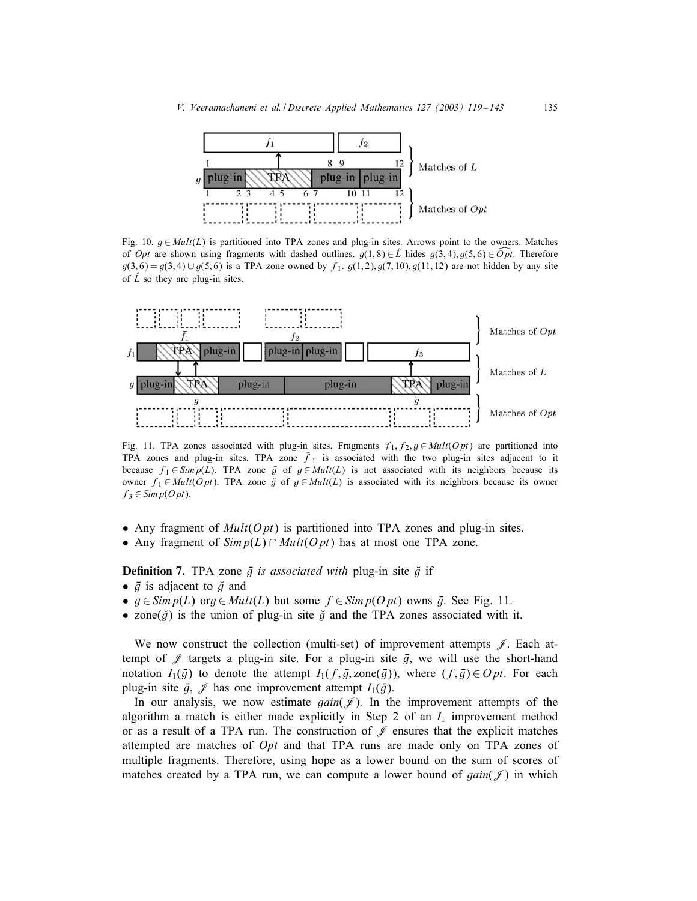Fig. 10. $g \in Mult(L)$ is partitioned into TPA zones and plug-in sites. Arrows point to the owners. Matches of $Opt$ are shown using fragments with dashed outlines. $g(1,8) \in \hat{L}$ hides $g(3,4), g(5,6) \in \widehat{Opt}$. Therefore $g(3,6) = g(3,4) \cup g(5,6)$ is a TPA zone owned by $f_1$. $g(1,2), g(7,10), g(11,12)$ are not hidden by any site of $\hat{L}$ so they are plug-in sites.

Fig. 11. TPA zones associated with plug-in sites. Fragments $f_1, f_2, g \in Mult(Opt)$ are partitioned into TPA zones and plug-in sites. TPA zone $\bar{f}_1$ is associated with the two plug-in sites adjacent to it because $f_1 \in Simp(L)$. TPA zone $\bar{g}$ of $g \in Mult(L)$ is not associated with its neighbors because its owner $f_1 \in Mult(Opt)$. TPA zone $\breve{g}$ of $g \in Mult(L)$ is associated with its neighbors because its owner $f_3 \in Simp(Opt)$.

- Any fragment of $Mult(Opt)$ is partitioned into TPA zones and plug-in sites.
- Any fragment of $Simp(L) \cap Mult(Opt)$ has at most one TPA zone.

**Definition 7.** TPA zone $\bar{g}$ *is associated with* plug-in site $\breve{g}$ if

- $\bar{g}$ is adjacent to $\breve{g}$ and
- $g \in Simp(L)$ or $g \in Mult(L)$ but some $f \in Simp(Opt)$ owns $\bar{g}$. See Fig. 11.
- zone($\breve{g}$) is the union of plug-in site $\breve{g}$ and the TPA zones associated with it.

We now construct the collection (multi-set) of improvement attempts $\mathscr{J}$. Each attempt of $\mathscr{J}$ targets a plug-in site. For a plug-in site $\bar{g}$, we will use the short-hand notation $I_1(\bar{g})$ to denote the attempt $I_1(f, \bar{g}, \text{zone}(\bar{g}))$, where $(f, \bar{g}) \in Opt$. For each plug-in site $\bar{g}$, $\mathscr{J}$ has one improvement attempt $I_1(\bar{g})$.

In our analysis, we now estimate $gain(\mathscr{J})$. In the improvement attempts of the algorithm a match is either made explicitly in Step 2 of an $I_1$ improvement method or as a result of a TPA run. The construction of $\mathscr{J}$ ensures that the explicit matches attempted are matches of $Opt$ and that TPA runs are made only on TPA zones of multiple fragments. Therefore, using hope as a lower bound on the sum of scores of matches created by a TPA run, we can compute a lower bound of $gain(\mathscr{J})$ in which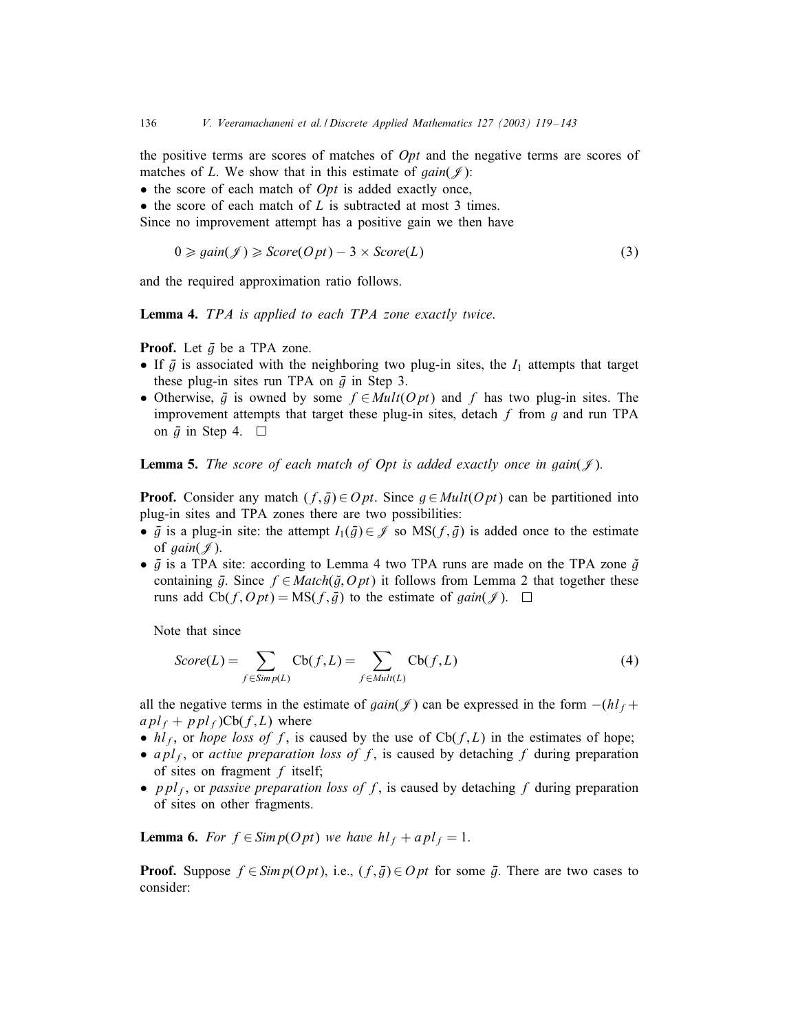the positive terms are scores of matches of *Opt* and the negative terms are scores of matches of *L*. We show that in this estimate of $gain(\mathscr{J})$:

- the score of each match of *Opt* is added exactly once,
- the score of each match of *L* is subtracted at most 3 times.

Since no improvement attempt has a positive gain we then have

$$0 \geqslant gain(\mathscr{J}) \geqslant Score(Opt) - 3 \times Score(L) \tag{3}$$

and the required approximation ratio follows.

**Lemma 4.** *TPA is applied to each TPA zone exactly twice.*

**Proof.** Let $\bar{g}$ be a TPA zone.

- If $\bar{g}$ is associated with the neighboring two plug-in sites, the $I_1$ attempts that target these plug-in sites run TPA on $\bar{g}$ in Step 3.
- Otherwise, $\bar{g}$ is owned by some $f \in Mult(Opt)$ and $f$ has two plug-in sites. The improvement attempts that target these plug-in sites, detach $f$ from $g$ and run TPA on $\bar{g}$ in Step 4. □

**Lemma 5.** *The score of each match of Opt is added exactly once in* $gain(\mathscr{J})$.

**Proof.** Consider any match $(f, \bar{g}) \in Opt$. Since $g \in Mult(Opt)$ can be partitioned into plug-in sites and TPA zones there are two possibilities:

- $\bar{g}$ is a plug-in site: the attempt $I_1(\bar{g}) \in \mathscr{J}$ so $\text{MS}(f, \bar{g})$ is added once to the estimate of $gain(\mathscr{J})$.
- $\bar{g}$ is a TPA site: according to Lemma 4 two TPA runs are made on the TPA zone $\breve{g}$ containing $\bar{g}$. Since $f \in Match(\breve{g}, Opt)$ it follows from Lemma 2 that together these runs add $\text{Cb}(f, Opt) = \text{MS}(f, \bar{g})$ to the estimate of $gain(\mathscr{J})$. □

Note that since

$$Score(L) = \sum_{f \in Simp(L)} \text{Cb}(f, L) = \sum_{f \in Mult(L)} \text{Cb}(f, L) \tag{4}$$

all the negative terms in the estimate of $gain(\mathscr{J})$ can be expressed in the form $-(hl_f + apl_f + ppl_f)\text{Cb}(f, L)$ where

- $hl_f$, or *hope loss of* $f$, is caused by the use of $\text{Cb}(f, L)$ in the estimates of hope;
- $apl_f$, or *active preparation loss of* $f$, is caused by detaching $f$ during preparation of sites on fragment $f$ itself;
- $ppl_f$, or *passive preparation loss of* $f$, is caused by detaching $f$ during preparation of sites on other fragments.

**Lemma 6.** *For* $f \in Simp(Opt)$ *we have* $hl_f + apl_f = 1$.

**Proof.** Suppose $f \in Simp(Opt)$, i.e., $(f, \bar{g}) \in Opt$ for some $\bar{g}$. There are two cases to consider: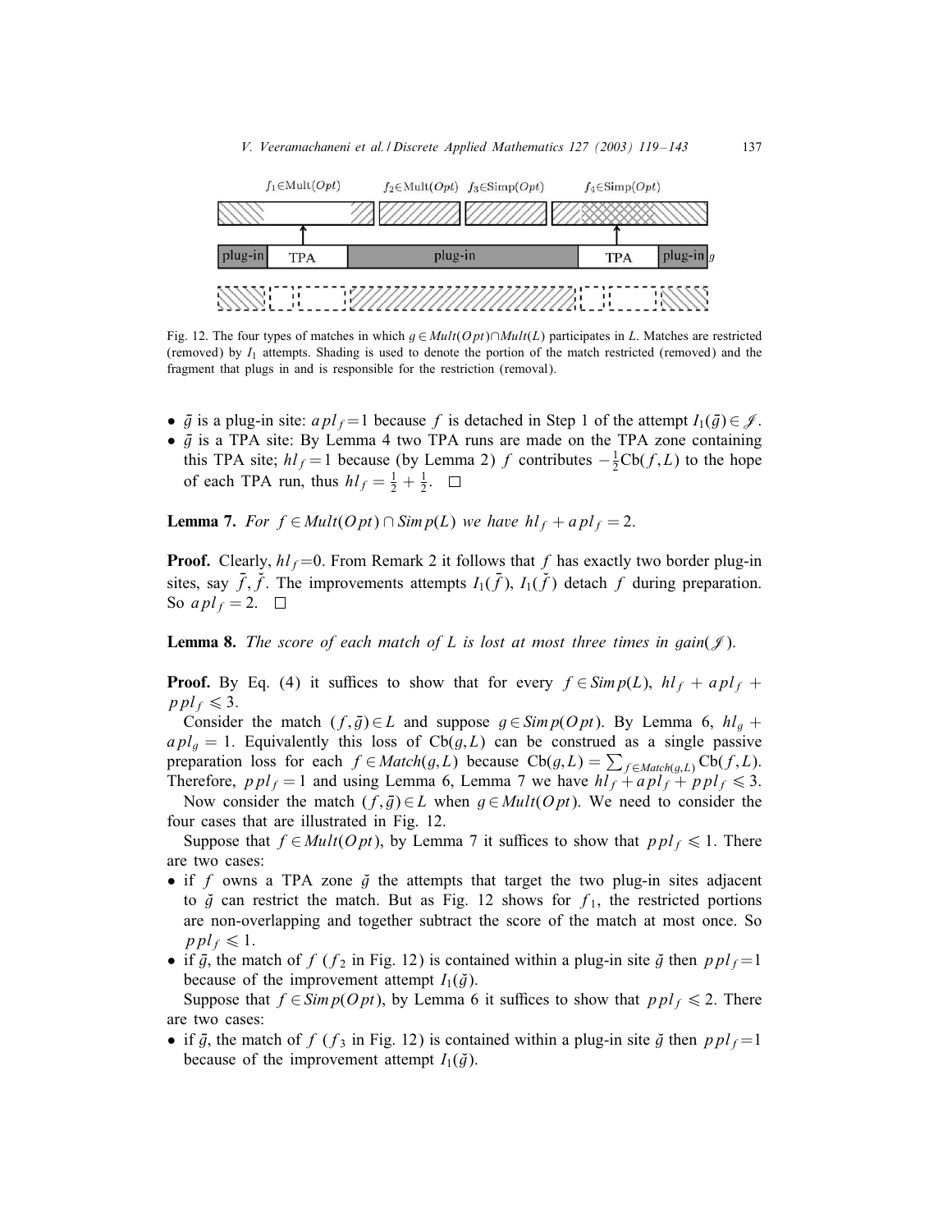Fig. 12. The four types of matches in which $g \in Mult(Opt) \cap Mult(L)$ participates in $L$. Matches are restricted (removed) by $I_1$ attempts. Shading is used to denote the portion of the match restricted (removed) and the fragment that plugs in and is responsible for the restriction (removal).

- $\bar{g}$ is a plug-in site: $apl_f = 1$ because $f$ is detached in Step 1 of the attempt $I_1(\bar{g}) \in \mathscr{J}$.
- $\bar{g}$ is a TPA site: By Lemma 4 two TPA runs are made on the TPA zone containing this TPA site; $hl_f = 1$ because (by Lemma 2) $f$ contributes $-\frac{1}{2}\text{Cb}(f, L)$ to the hope of each TPA run, thus $hl_f = \frac{1}{2} + \frac{1}{2}$. $\square$

**Lemma 7.** *For $f \in Mult(Opt) \cap Simp(L)$ we have $hl_f + apl_f = 2$.*

**Proof.** Clearly, $hl_f = 0$. From Remark 2 it follows that $f$ has exactly two border plug-in sites, say $\bar{f}, \check{f}$. The improvements attempts $I_1(\bar{f})$, $I_1(\check{f})$ detach $f$ during preparation. So $apl_f = 2$. $\square$

**Lemma 8.** *The score of each match of $L$ is lost at most three times in gain($\mathscr{J}$).*

**Proof.** By Eq. (4) it suffices to show that for every $f \in Simp(L)$, $hl_f + apl_f + ppl_f \leqslant 3$.

Consider the match $(f, \bar{g}) \in L$ and suppose $g \in Simp(Opt)$. By Lemma 6, $hl_g + apl_g = 1$. Equivalently this loss of $\text{Cb}(g, L)$ can be construed as a single passive preparation loss for each $f \in Match(g, L)$ because $\text{Cb}(g, L) = \sum_{f \in Match(g,L)} \text{Cb}(f, L)$. Therefore, $ppl_f = 1$ and using Lemma 6, Lemma 7 we have $hl_f + apl_f + ppl_f \leqslant 3$.

Now consider the match $(f, \bar{g}) \in L$ when $g \in Mult(Opt)$. We need to consider the four cases that are illustrated in Fig. 12.

Suppose that $f \in Mult(Opt)$, by Lemma 7 it suffices to show that $ppl_f \leqslant 1$. There are two cases:

- if $f$ owns a TPA zone $\check{g}$ the attempts that target the two plug-in sites adjacent to $\check{g}$ can restrict the match. But as Fig. 12 shows for $f_1$, the restricted portions are non-overlapping and together subtract the score of the match at most once. So $ppl_f \leqslant 1$.
- if $\bar{g}$, the match of $f$ ($f_2$ in Fig. 12) is contained within a plug-in site $\check{g}$ then $ppl_f = 1$ because of the improvement attempt $I_1(\check{g})$.

Suppose that $f \in Simp(Opt)$, by Lemma 6 it suffices to show that $ppl_f \leqslant 2$. There are two cases:

- if $\bar{g}$, the match of $f$ ($f_3$ in Fig. 12) is contained within a plug-in site $\check{g}$ then $ppl_f = 1$ because of the improvement attempt $I_1(\check{g})$.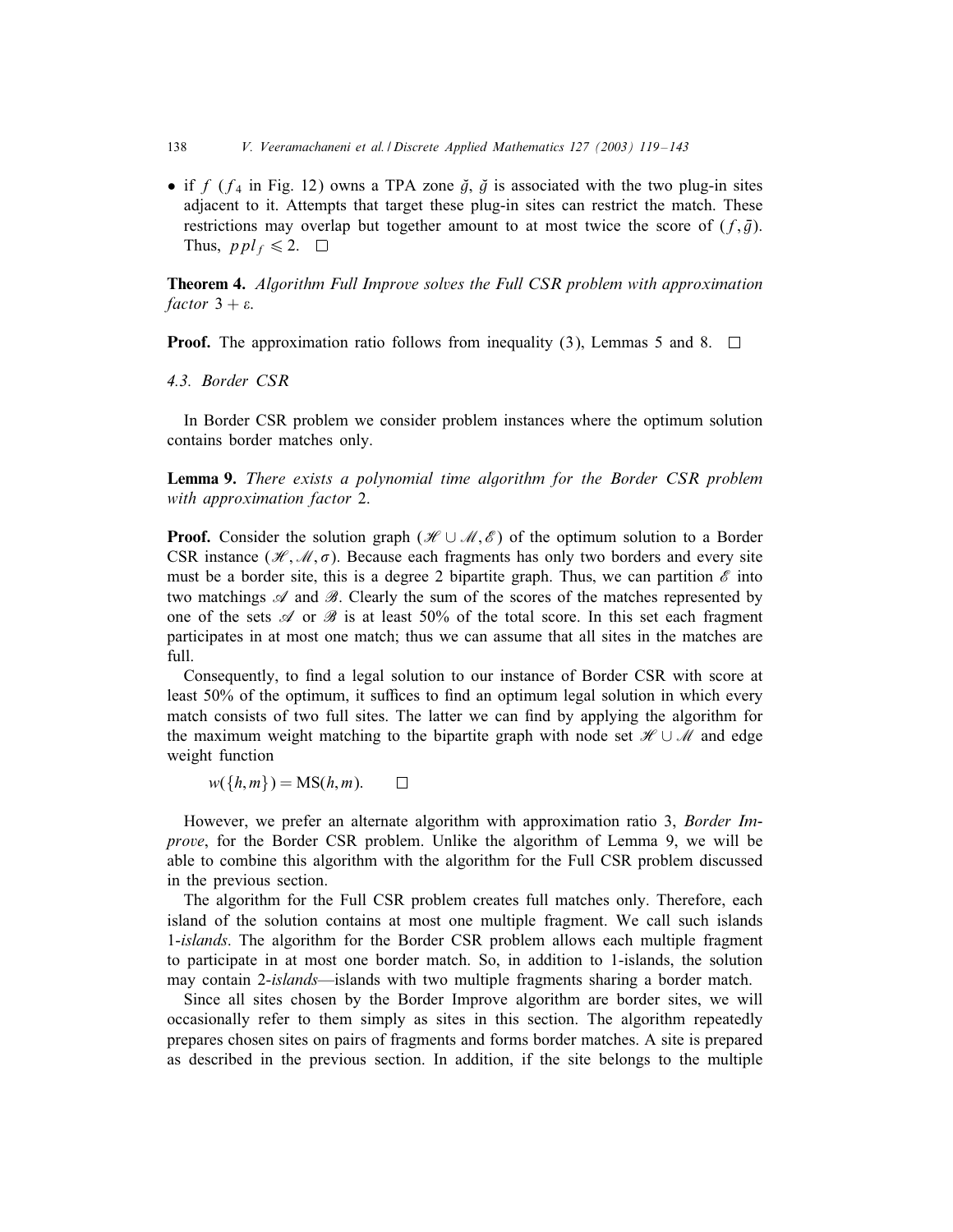- if $f$ ($f_4$ in Fig. 12) owns a TPA zone $\breve{g}$, $\breve{g}$ is associated with the two plug-in sites adjacent to it. Attempts that target these plug-in sites can restrict the match. These restrictions may overlap but together amount to at most twice the score of $(f, \bar{g})$. Thus, $ppl_f \leqslant 2$. $\square$

**Theorem 4.** *Algorithm Full Improve solves the Full CSR problem with approximation factor* $3 + \varepsilon$.

**Proof.** The approximation ratio follows from inequality (3), Lemmas 5 and 8. $\square$

### 4.3. Border CSR

In Border CSR problem we consider problem instances where the optimum solution contains border matches only.

**Lemma 9.** *There exists a polynomial time algorithm for the Border CSR problem with approximation factor* 2.

**Proof.** Consider the solution graph $(\mathscr{H} \cup \mathscr{M}, \mathscr{E})$ of the optimum solution to a Border CSR instance $(\mathscr{H}, \mathscr{M}, \sigma)$. Because each fragments has only two borders and every site must be a border site, this is a degree 2 bipartite graph. Thus, we can partition $\mathscr{E}$ into two matchings $\mathscr{A}$ and $\mathscr{B}$. Clearly the sum of the scores of the matches represented by one of the sets $\mathscr{A}$ or $\mathscr{B}$ is at least 50% of the total score. In this set each fragment participates in at most one match; thus we can assume that all sites in the matches are full.

Consequently, to find a legal solution to our instance of Border CSR with score at least 50% of the optimum, it suffices to find an optimum legal solution in which every match consists of two full sites. The latter we can find by applying the algorithm for the maximum weight matching to the bipartite graph with node set $\mathscr{H} \cup \mathscr{M}$ and edge weight function

$$w(\{h, m\}) = \mathrm{MS}(h, m). \qquad \square$$

However, we prefer an alternate algorithm with approximation ratio 3, *Border Improve*, for the Border CSR problem. Unlike the algorithm of Lemma 9, we will be able to combine this algorithm with the algorithm for the Full CSR problem discussed in the previous section.

The algorithm for the Full CSR problem creates full matches only. Therefore, each island of the solution contains at most one multiple fragment. We call such islands 1-*islands*. The algorithm for the Border CSR problem allows each multiple fragment to participate in at most one border match. So, in addition to 1-islands, the solution may contain 2-*islands*—islands with two multiple fragments sharing a border match.

Since all sites chosen by the Border Improve algorithm are border sites, we will occasionally refer to them simply as sites in this section. The algorithm repeatedly prepares chosen sites on pairs of fragments and forms border matches. A site is prepared as described in the previous section. In addition, if the site belongs to the multiple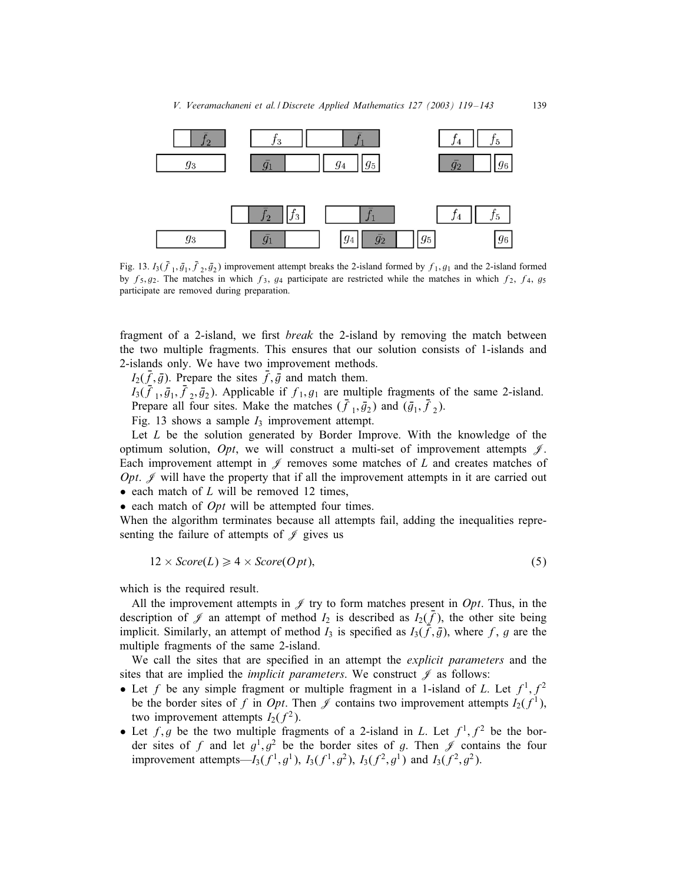Fig. 13. $I_3(\bar{f}_1, \bar{g}_1, \bar{f}_2, \bar{g}_2)$ improvement attempt breaks the 2-island formed by $f_1, g_1$ and the 2-island formed by $f_5, g_2$. The matches in which $f_3$, $g_4$ participate are restricted while the matches in which $f_2$, $f_4$, $g_5$ participate are removed during preparation.

fragment of a 2-island, we first *break* the 2-island by removing the match between the two multiple fragments. This ensures that our solution consists of 1-islands and 2-islands only. We have two improvement methods.

$I_2(\bar{f}, \bar{g})$. Prepare the sites $\bar{f}, \bar{g}$ and match them.

$I_3(\bar{f}_1, \bar{g}_1, \bar{f}_2, \bar{g}_2)$. Applicable if $f_1, g_1$ are multiple fragments of the same 2-island. Prepare all four sites. Make the matches $(\bar{f}_1, \bar{g}_2)$ and $(\bar{g}_1, \bar{f}_2)$.

Fig. 13 shows a sample $I_3$ improvement attempt.

Let $L$ be the solution generated by Border Improve. With the knowledge of the optimum solution, *Opt*, we will construct a multi-set of improvement attempts $\mathscr{J}$. Each improvement attempt in $\mathscr{J}$ removes some matches of $L$ and creates matches of *Opt*. $\mathscr{J}$ will have the property that if all the improvement attempts in it are carried out

- each match of $L$ will be removed 12 times,
- each match of *Opt* will be attempted four times.

When the algorithm terminates because all attempts fail, adding the inequalities representing the failure of attempts of $\mathscr{J}$ gives us

$$12 \times Score(L) \geqslant 4 \times Score(Opt), \tag{5}$$

which is the required result.

All the improvement attempts in $\mathscr{J}$ try to form matches present in *Opt*. Thus, in the description of $\mathscr{J}$ an attempt of method $I_2$ is described as $I_2(\bar{f})$, the other site being implicit. Similarly, an attempt of method $I_3$ is specified as $I_3(\bar{f}, \bar{g})$, where $f$, $g$ are the multiple fragments of the same 2-island.

We call the sites that are specified in an attempt the *explicit parameters* and the sites that are implied the *implicit parameters*. We construct $\mathscr{J}$ as follows:

- Let $f$ be any simple fragment or multiple fragment in a 1-island of $L$. Let $f^1, f^2$ be the border sites of $f$ in *Opt*. Then $\mathscr{J}$ contains two improvement attempts $I_2(f^1)$, two improvement attempts $I_2(f^2)$.
- Let $f, g$ be the two multiple fragments of a 2-island in $L$. Let $f^1, f^2$ be the border sites of $f$ and let $g^1, g^2$ be the border sites of $g$. Then $\mathscr{J}$ contains the four improvement attempts—$I_3(f^1, g^1)$, $I_3(f^1, g^2)$, $I_3(f^2, g^1)$ and $I_3(f^2, g^2)$.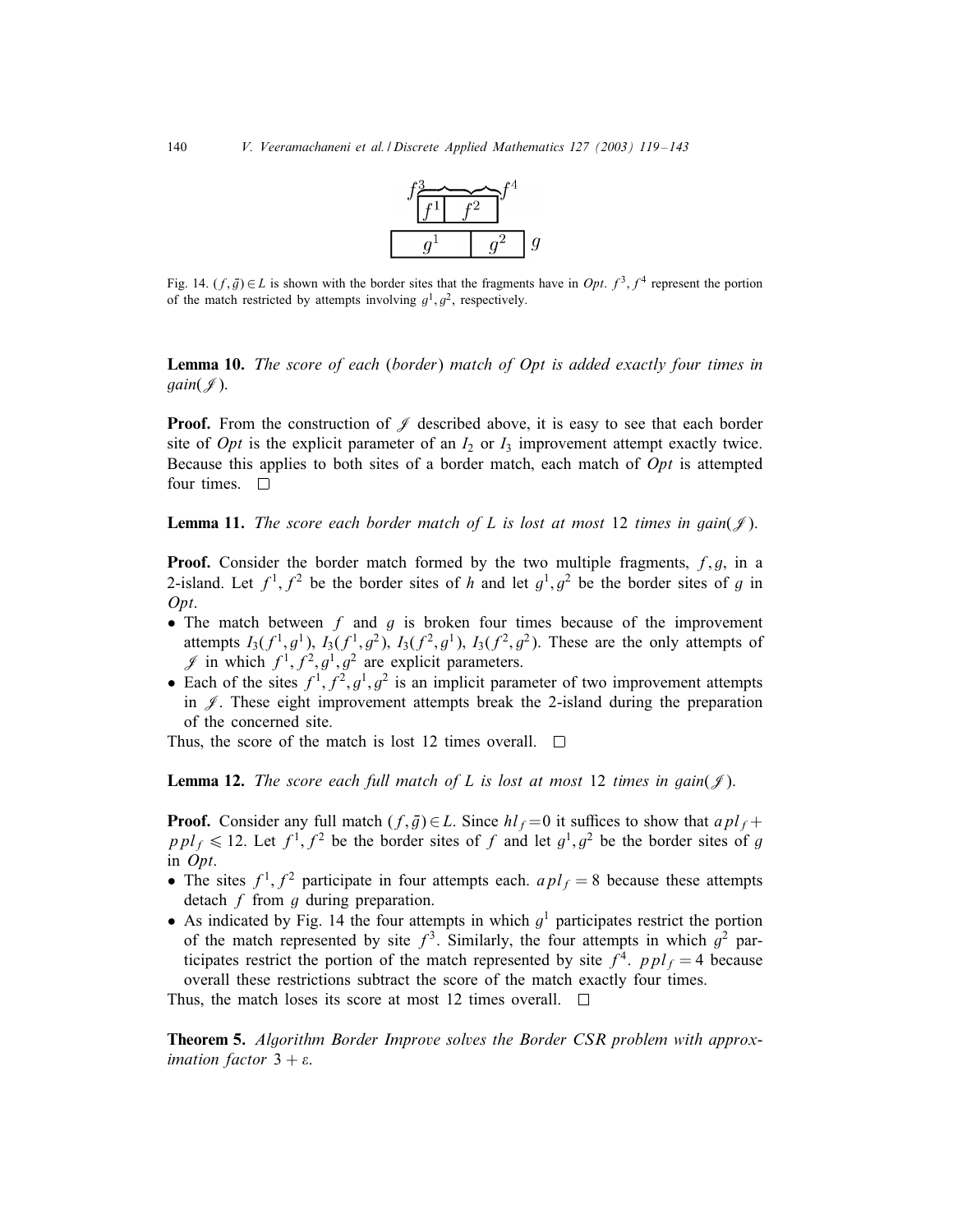Fig. 14. $(f, \bar{g}) \in L$ is shown with the border sites that the fragments have in *Opt*. $f^3, f^4$ represent the portion of the match restricted by attempts involving $g^1, g^2$, respectively.

**Lemma 10.** *The score of each* (*border*) *match of Opt is added exactly four times in* *gain*($\mathscr{J}$).

**Proof.** From the construction of $\mathscr{J}$ described above, it is easy to see that each border site of *Opt* is the explicit parameter of an $I_2$ or $I_3$ improvement attempt exactly twice. Because this applies to both sites of a border match, each match of *Opt* is attempted four times. □

**Lemma 11.** *The score each border match of L is lost at most* 12 *times in* *gain*($\mathscr{J}$).

**Proof.** Consider the border match formed by the two multiple fragments, $f, g$, in a 2-island. Let $f^1, f^2$ be the border sites of $h$ and let $g^1, g^2$ be the border sites of $g$ in *Opt*.

- The match between $f$ and $g$ is broken four times because of the improvement attempts $I_3(f^1, g^1)$, $I_3(f^1, g^2)$, $I_3(f^2, g^1)$, $I_3(f^2, g^2)$. These are the only attempts of $\mathscr{J}$ in which $f^1, f^2, g^1, g^2$ are explicit parameters.
- Each of the sites $f^1, f^2, g^1, g^2$ is an implicit parameter of two improvement attempts in $\mathscr{J}$. These eight improvement attempts break the 2-island during the preparation of the concerned site.

Thus, the score of the match is lost 12 times overall. □

**Lemma 12.** *The score each full match of L is lost at most* 12 *times in* *gain*($\mathscr{J}$).

**Proof.** Consider any full match $(f, \bar{g}) \in L$. Since $hl_f = 0$ it suffices to show that $apl_f + ppl_f \leqslant 12$. Let $f^1, f^2$ be the border sites of $f$ and let $g^1, g^2$ be the border sites of $g$ in *Opt*.

- The sites $f^1, f^2$ participate in four attempts each. $apl_f = 8$ because these attempts detach $f$ from $g$ during preparation.
- As indicated by Fig. 14 the four attempts in which $g^1$ participates restrict the portion of the match represented by site $f^3$. Similarly, the four attempts in which $g^2$ participates restrict the portion of the match represented by site $f^4$. $ppl_f = 4$ because overall these restrictions subtract the score of the match exactly four times.

Thus, the match loses its score at most 12 times overall. □

**Theorem 5.** *Algorithm Border Improve solves the Border CSR problem with approximation factor* $3 + \varepsilon$.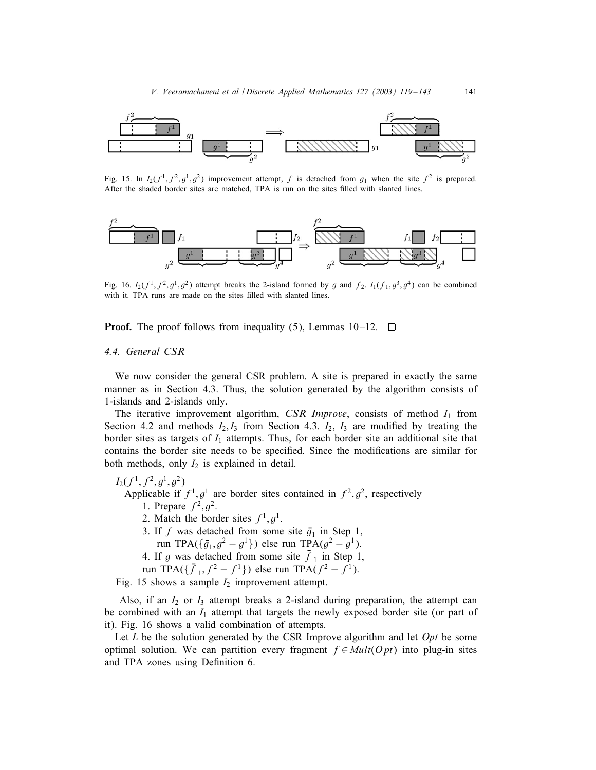Fig. 15. In $I_2(f^1, f^2, g^1, g^2)$ improvement attempt, $f$ is detached from $g_1$ when the site $f^2$ is prepared. After the shaded border sites are matched, TPA is run on the sites filled with slanted lines.

Fig. 16. $I_2(f^1, f^2, g^1, g^2)$ attempt breaks the 2-island formed by $g$ and $f_2$. $I_1(f_1, g^3, g^4)$ can be combined with it. TPA runs are made on the sites filled with slanted lines.

**Proof.** The proof follows from inequality (5), Lemmas 10–12. □

### 4.4. General CSR

We now consider the general CSR problem. A site is prepared in exactly the same manner as in Section 4.3. Thus, the solution generated by the algorithm consists of 1-islands and 2-islands only.

The iterative improvement algorithm, *CSR Improve*, consists of method $I_1$ from Section 4.2 and methods $I_2, I_3$ from Section 4.3. $I_2$, $I_3$ are modified by treating the border sites as targets of $I_1$ attempts. Thus, for each border site an additional site that contains the border site needs to be specified. Since the modifications are similar for both methods, only $I_2$ is explained in detail.

$I_2(f^1, f^2, g^1, g^2)$
  Applicable if $f^1, g^1$ are border sites contained in $f^2, g^2$, respectively
    1. Prepare $f^2, g^2$.
    2. Match the border sites $f^1, g^1$.
    3. If $f$ was detached from some site $\bar{g}_1$ in Step 1,
      run TPA($\{\bar{g}_1, g^2 - g^1\}$) else run TPA($g^2 - g^1$).
    4. If $g$ was detached from some site $\bar{f}_1$ in Step 1,
    run TPA($\{\bar{f}_1, f^2 - f^1\}$) else run TPA($f^2 - f^1$).
  Fig. 15 shows a sample $I_2$ improvement attempt.

Also, if an $I_2$ or $I_3$ attempt breaks a 2-island during preparation, the attempt can be combined with an $I_1$ attempt that targets the newly exposed border site (or part of it). Fig. 16 shows a valid combination of attempts.

Let $L$ be the solution generated by the CSR Improve algorithm and let $Opt$ be some optimal solution. We can partition every fragment $f \in Mult(Opt)$ into plug-in sites and TPA zones using Definition 6.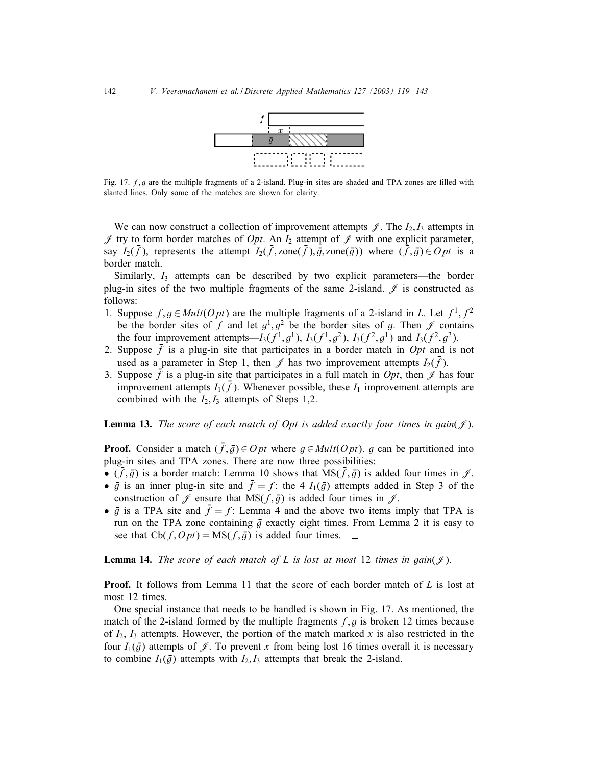Fig. 17. $f, g$ are the multiple fragments of a 2-island. Plug-in sites are shaded and TPA zones are filled with slanted lines. Only some of the matches are shown for clarity.

We can now construct a collection of improvement attempts $\mathscr{J}$. The $I_2, I_3$ attempts in $\mathscr{J}$ try to form border matches of *Opt*. An $I_2$ attempt of $\mathscr{J}$ with one explicit parameter, say $I_2(\bar{f})$, represents the attempt $I_2(\bar{f}, \text{zone}(\bar{f}), \bar{g}, \text{zone}(\bar{g}))$ where $(\bar{f}, \bar{g}) \in Opt$ is a border match.

Similarly, $I_3$ attempts can be described by two explicit parameters—the border plug-in sites of the two multiple fragments of the same 2-island. $\mathscr{J}$ is constructed as follows:

1. Suppose $f, g \in Mult(Opt)$ are the multiple fragments of a 2-island in $L$. Let $f^1, f^2$ be the border sites of $f$ and let $g^1, g^2$ be the border sites of $g$. Then $\mathscr{J}$ contains the four improvement attempts—$I_3(f^1, g^1)$, $I_3(f^1, g^2)$, $I_3(f^2, g^1)$ and $I_3(f^2, g^2)$.
2. Suppose $\bar{f}$ is a plug-in site that participates in a border match in *Opt* and is not used as a parameter in Step 1, then $\mathscr{J}$ has two improvement attempts $I_2(\bar{f})$.
3. Suppose $\bar{f}$ is a plug-in site that participates in a full match in *Opt*, then $\mathscr{J}$ has four improvement attempts $I_1(\bar{f})$. Whenever possible, these $I_1$ improvement attempts are combined with the $I_2, I_3$ attempts of Steps 1,2.

**Lemma 13.** *The score of each match of Opt is added exactly four times in gain*($\mathscr{J}$).

**Proof.** Consider a match $(\bar{f}, \bar{g}) \in Opt$ where $g \in Mult(Opt)$. $g$ can be partitioned into plug-in sites and TPA zones. There are now three possibilities:

- $(\bar{f}, \bar{g})$ is a border match: Lemma 10 shows that $\text{MS}(\bar{f}, \bar{g})$ is added four times in $\mathscr{J}$.
- $\bar{g}$ is an inner plug-in site and $\bar{f} = f$: the 4 $I_1(\bar{g})$ attempts added in Step 3 of the construction of $\mathscr{J}$ ensure that $\text{MS}(f, \bar{g})$ is added four times in $\mathscr{J}$.
- $\bar{g}$ is a TPA site and $\bar{f} = f$: Lemma 4 and the above two items imply that TPA is run on the TPA zone containing $\bar{g}$ exactly eight times. From Lemma 2 it is easy to see that $\text{Cb}(f, Opt) = \text{MS}(f, \bar{g})$ is added four times. $\square$

**Lemma 14.** *The score of each match of L is lost at most* 12 *times in gain*($\mathscr{J}$).

**Proof.** It follows from Lemma 11 that the score of each border match of $L$ is lost at most 12 times.

One special instance that needs to be handled is shown in Fig. 17. As mentioned, the match of the 2-island formed by the multiple fragments $f, g$ is broken 12 times because of $I_2$, $I_3$ attempts. However, the portion of the match marked $x$ is also restricted in the four $I_1(\bar{g})$ attempts of $\mathscr{J}$. To prevent $x$ from being lost 16 times overall it is necessary to combine $I_1(\bar{g})$ attempts with $I_2, I_3$ attempts that break the 2-island.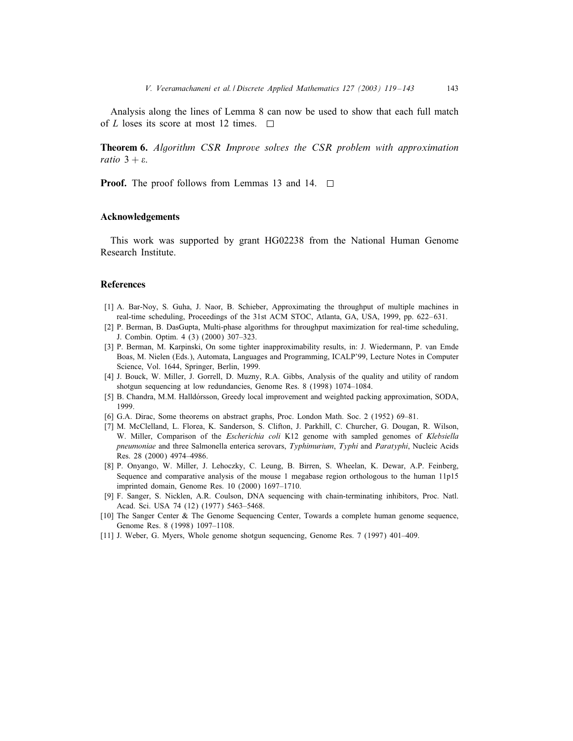Analysis along the lines of Lemma 8 can now be used to show that each full match of $L$ loses its score at most 12 times. □

**Theorem 6.** *Algorithm CSR Improve solves the CSR problem with approximation ratio* $3+\varepsilon$.

**Proof.** The proof follows from Lemmas 13 and 14. □

## Acknowledgements

This work was supported by grant HG02238 from the National Human Genome Research Institute.

## References

[1] A. Bar-Noy, S. Guha, J. Naor, B. Schieber, Approximating the throughput of multiple machines in real-time scheduling, Proceedings of the 31st ACM STOC, Atlanta, GA, USA, 1999, pp. 622–631.

[2] P. Berman, B. DasGupta, Multi-phase algorithms for throughput maximization for real-time scheduling, J. Combin. Optim. 4 (3) (2000) 307–323.

[3] P. Berman, M. Karpinski, On some tighter inapproximability results, in: J. Wiedermann, P. van Emde Boas, M. Nielen (Eds.), Automata, Languages and Programming, ICALP'99, Lecture Notes in Computer Science, Vol. 1644, Springer, Berlin, 1999.

[4] J. Bouck, W. Miller, J. Gorrell, D. Muzny, R.A. Gibbs, Analysis of the quality and utility of random shotgun sequencing at low redundancies, Genome Res. 8 (1998) 1074–1084.

[5] B. Chandra, M.M. Halldórsson, Greedy local improvement and weighted packing approximation, SODA, 1999.

[6] G.A. Dirac, Some theorems on abstract graphs, Proc. London Math. Soc. 2 (1952) 69–81.

[7] M. McClelland, L. Florea, K. Sanderson, S. Clifton, J. Parkhill, C. Churcher, G. Dougan, R. Wilson, W. Miller, Comparison of the *Escherichia coli* K12 genome with sampled genomes of *Klebsiella pneumoniae* and three Salmonella enterica serovars, *Typhimurium*, *Typhi* and *Paratyphi*, Nucleic Acids Res. 28 (2000) 4974–4986.

[8] P. Onyango, W. Miller, J. Lehoczky, C. Leung, B. Birren, S. Wheelan, K. Dewar, A.P. Feinberg, Sequence and comparative analysis of the mouse 1 megabase region orthologous to the human 11p15 imprinted domain, Genome Res. 10 (2000) 1697–1710.

[9] F. Sanger, S. Nicklen, A.R. Coulson, DNA sequencing with chain-terminating inhibitors, Proc. Natl. Acad. Sci. USA 74 (12) (1977) 5463–5468.

[10] The Sanger Center & The Genome Sequencing Center, Towards a complete human genome sequence, Genome Res. 8 (1998) 1097–1108.

[11] J. Weber, G. Myers, Whole genome shotgun sequencing, Genome Res. 7 (1997) 401–409.